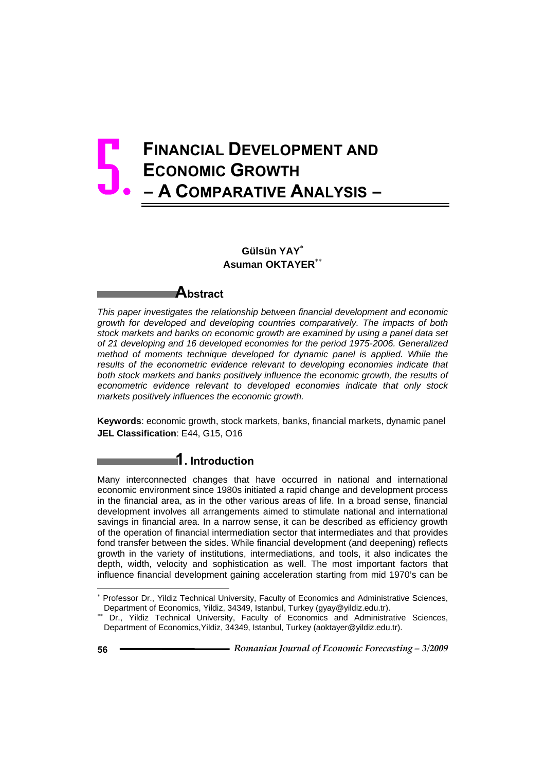# 5. FINANCIAL DEVELOPMENT AND ECONOMIC GROWTH – A COMPARATIVE ANALYSIS –

**Gülsün YAY**[*]
**Asuman OKTAYER**[**]

## Abstract

*This paper investigates the relationship between financial development and economic growth for developed and developing countries comparatively. The impacts of both stock markets and banks on economic growth are examined by using a panel data set of 21 developing and 16 developed economies for the period 1975-2006. Generalized method of moments technique developed for dynamic panel is applied. While the results of the econometric evidence relevant to developing economies indicate that both stock markets and banks positively influence the economic growth, the results of econometric evidence relevant to developed economies indicate that only stock markets positively influences the economic growth.*

**Keywords**: economic growth, stock markets, banks, financial markets, dynamic panel
**JEL Classification**: E44, G15, O16

## 1. Introduction

Many interconnected changes that have occurred in national and international economic environment since 1980s initiated a rapid change and development process in the financial area, as in the other various areas of life. In a broad sense, financial development involves all arrangements aimed to stimulate national and international savings in financial area. In a narrow sense, it can be described as efficiency growth of the operation of financial intermediation sector that intermediates and that provides fond transfer between the sides. While financial development (and deepening) reflects growth in the variety of institutions, intermediations, and tools, it also indicates the depth, width, velocity and sophistication as well. The most important factors that influence financial development gaining acceleration starting from mid 1970's can be

---

[*] Professor Dr., Yildiz Technical University, Faculty of Economics and Administrative Sciences, Department of Economics, Yildiz, 34349, Istanbul, Turkey (gyay@yildiz.edu.tr).

[**] Dr., Yildiz Technical University, Faculty of Economics and Administrative Sciences, Department of Economics,Yildiz, 34349, Istanbul, Turkey (aoktayer@yildiz.edu.tr).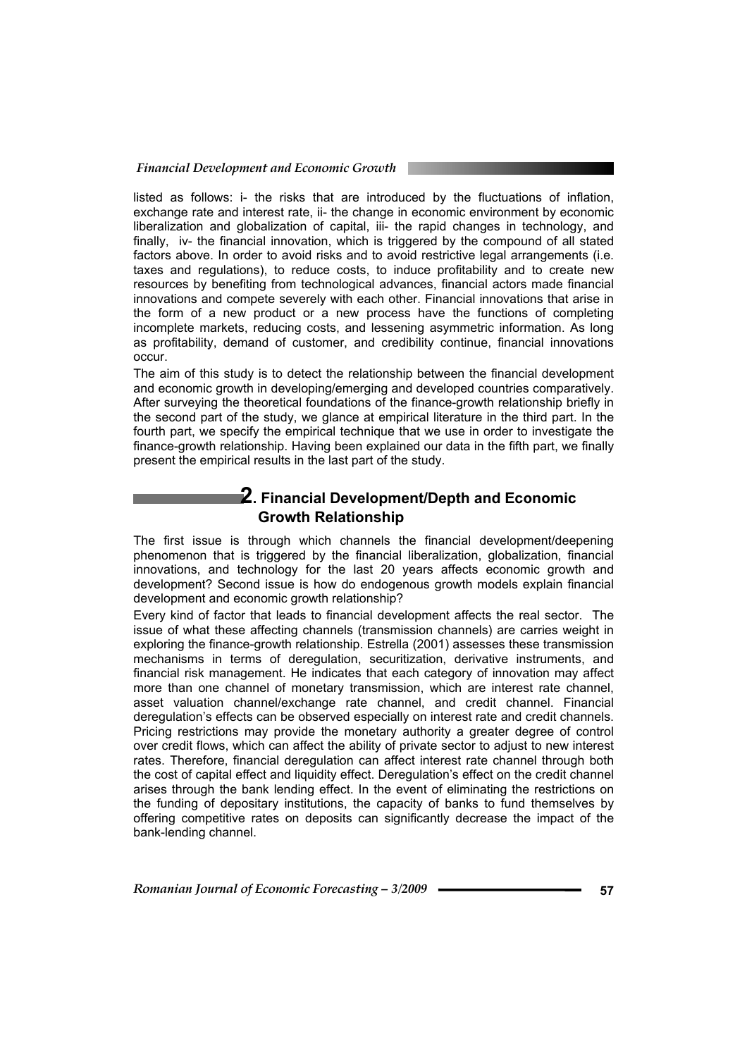listed as follows: i- the risks that are introduced by the fluctuations of inflation, exchange rate and interest rate, ii- the change in economic environment by economic liberalization and globalization of capital, iii- the rapid changes in technology, and finally, iv- the financial innovation, which is triggered by the compound of all stated factors above. In order to avoid risks and to avoid restrictive legal arrangements (i.e. taxes and regulations), to reduce costs, to induce profitability and to create new resources by benefiting from technological advances, financial actors made financial innovations and compete severely with each other. Financial innovations that arise in the form of a new product or a new process have the functions of completing incomplete markets, reducing costs, and lessening asymmetric information. As long as profitability, demand of customer, and credibility continue, financial innovations occur.

The aim of this study is to detect the relationship between the financial development and economic growth in developing/emerging and developed countries comparatively. After surveying the theoretical foundations of the finance-growth relationship briefly in the second part of the study, we glance at empirical literature in the third part. In the fourth part, we specify the empirical technique that we use in order to investigate the finance-growth relationship. Having been explained our data in the fifth part, we finally present the empirical results in the last part of the study.

## 2. Financial Development/Depth and Economic Growth Relationship

The first issue is through which channels the financial development/deepening phenomenon that is triggered by the financial liberalization, globalization, financial innovations, and technology for the last 20 years affects economic growth and development? Second issue is how do endogenous growth models explain financial development and economic growth relationship?

Every kind of factor that leads to financial development affects the real sector. The issue of what these affecting channels (transmission channels) are carries weight in exploring the finance-growth relationship. Estrella (2001) assesses these transmission mechanisms in terms of deregulation, securitization, derivative instruments, and financial risk management. He indicates that each category of innovation may affect more than one channel of monetary transmission, which are interest rate channel, asset valuation channel/exchange rate channel, and credit channel. Financial deregulation's effects can be observed especially on interest rate and credit channels. Pricing restrictions may provide the monetary authority a greater degree of control over credit flows, which can affect the ability of private sector to adjust to new interest rates. Therefore, financial deregulation can affect interest rate channel through both the cost of capital effect and liquidity effect. Deregulation's effect on the credit channel arises through the bank lending effect. In the event of eliminating the restrictions on the funding of depositary institutions, the capacity of banks to fund themselves by offering competitive rates on deposits can significantly decrease the impact of the bank-lending channel.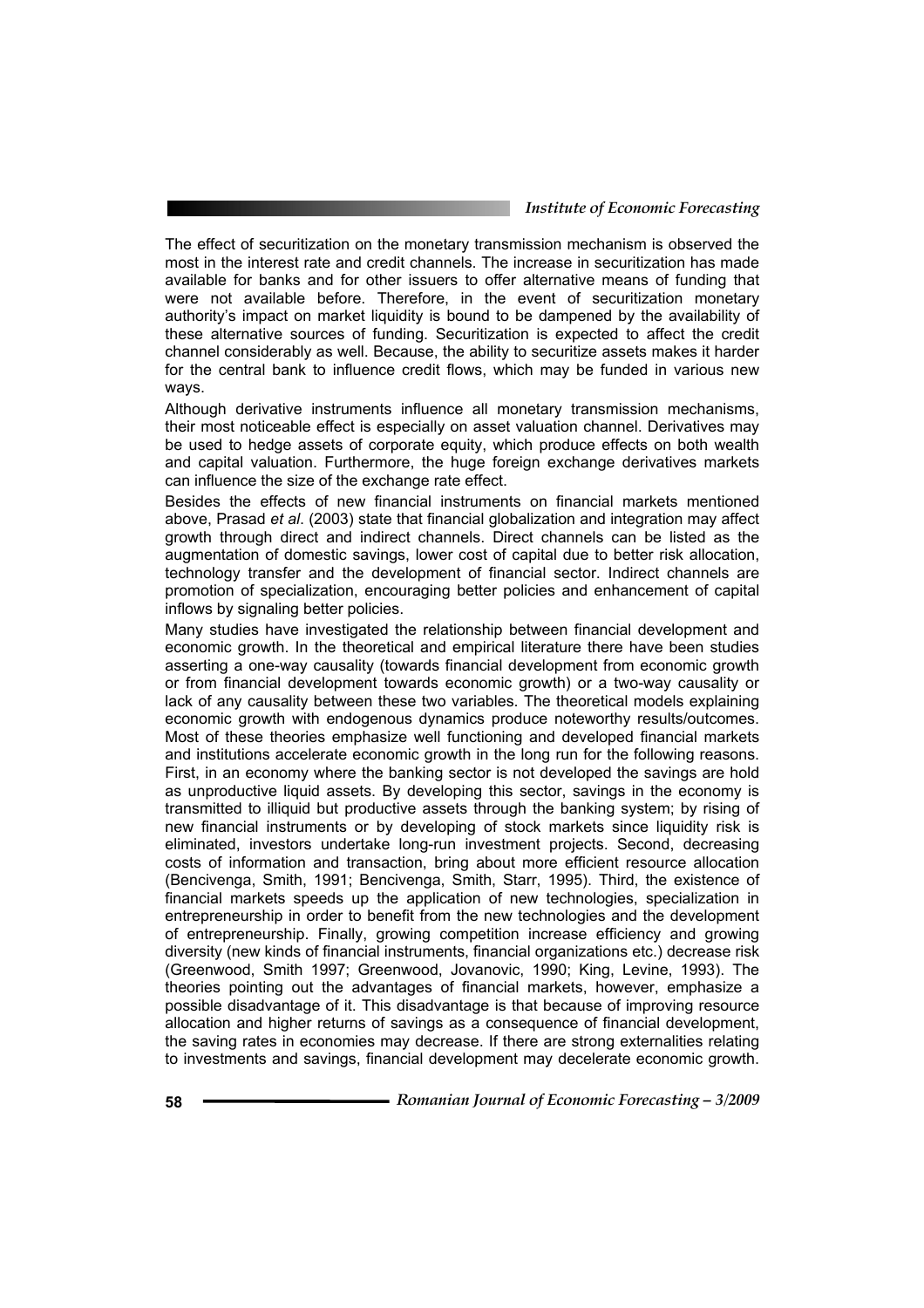The effect of securitization on the monetary transmission mechanism is observed the most in the interest rate and credit channels. The increase in securitization has made available for banks and for other issuers to offer alternative means of funding that were not available before. Therefore, in the event of securitization monetary authority's impact on market liquidity is bound to be dampened by the availability of these alternative sources of funding. Securitization is expected to affect the credit channel considerably as well. Because, the ability to securitize assets makes it harder for the central bank to influence credit flows, which may be funded in various new ways.

Although derivative instruments influence all monetary transmission mechanisms, their most noticeable effect is especially on asset valuation channel. Derivatives may be used to hedge assets of corporate equity, which produce effects on both wealth and capital valuation. Furthermore, the huge foreign exchange derivatives markets can influence the size of the exchange rate effect.

Besides the effects of new financial instruments on financial markets mentioned above, Prasad *et al*. (2003) state that financial globalization and integration may affect growth through direct and indirect channels. Direct channels can be listed as the augmentation of domestic savings, lower cost of capital due to better risk allocation, technology transfer and the development of financial sector. Indirect channels are promotion of specialization, encouraging better policies and enhancement of capital inflows by signaling better policies.

Many studies have investigated the relationship between financial development and economic growth. In the theoretical and empirical literature there have been studies asserting a one-way causality (towards financial development from economic growth or from financial development towards economic growth) or a two-way causality or lack of any causality between these two variables. The theoretical models explaining economic growth with endogenous dynamics produce noteworthy results/outcomes. Most of these theories emphasize well functioning and developed financial markets and institutions accelerate economic growth in the long run for the following reasons. First, in an economy where the banking sector is not developed the savings are hold as unproductive liquid assets. By developing this sector, savings in the economy is transmitted to illiquid but productive assets through the banking system; by rising of new financial instruments or by developing of stock markets since liquidity risk is eliminated, investors undertake long-run investment projects. Second, decreasing costs of information and transaction, bring about more efficient resource allocation (Bencivenga, Smith, 1991; Bencivenga, Smith, Starr, 1995). Third, the existence of financial markets speeds up the application of new technologies, specialization in entrepreneurship in order to benefit from the new technologies and the development of entrepreneurship. Finally, growing competition increase efficiency and growing diversity (new kinds of financial instruments, financial organizations etc.) decrease risk (Greenwood, Smith 1997; Greenwood, Jovanovic, 1990; King, Levine, 1993). The theories pointing out the advantages of financial markets, however, emphasize a possible disadvantage of it. This disadvantage is that because of improving resource allocation and higher returns of savings as a consequence of financial development, the saving rates in economies may decrease. If there are strong externalities relating to investments and savings, financial development may decelerate economic growth.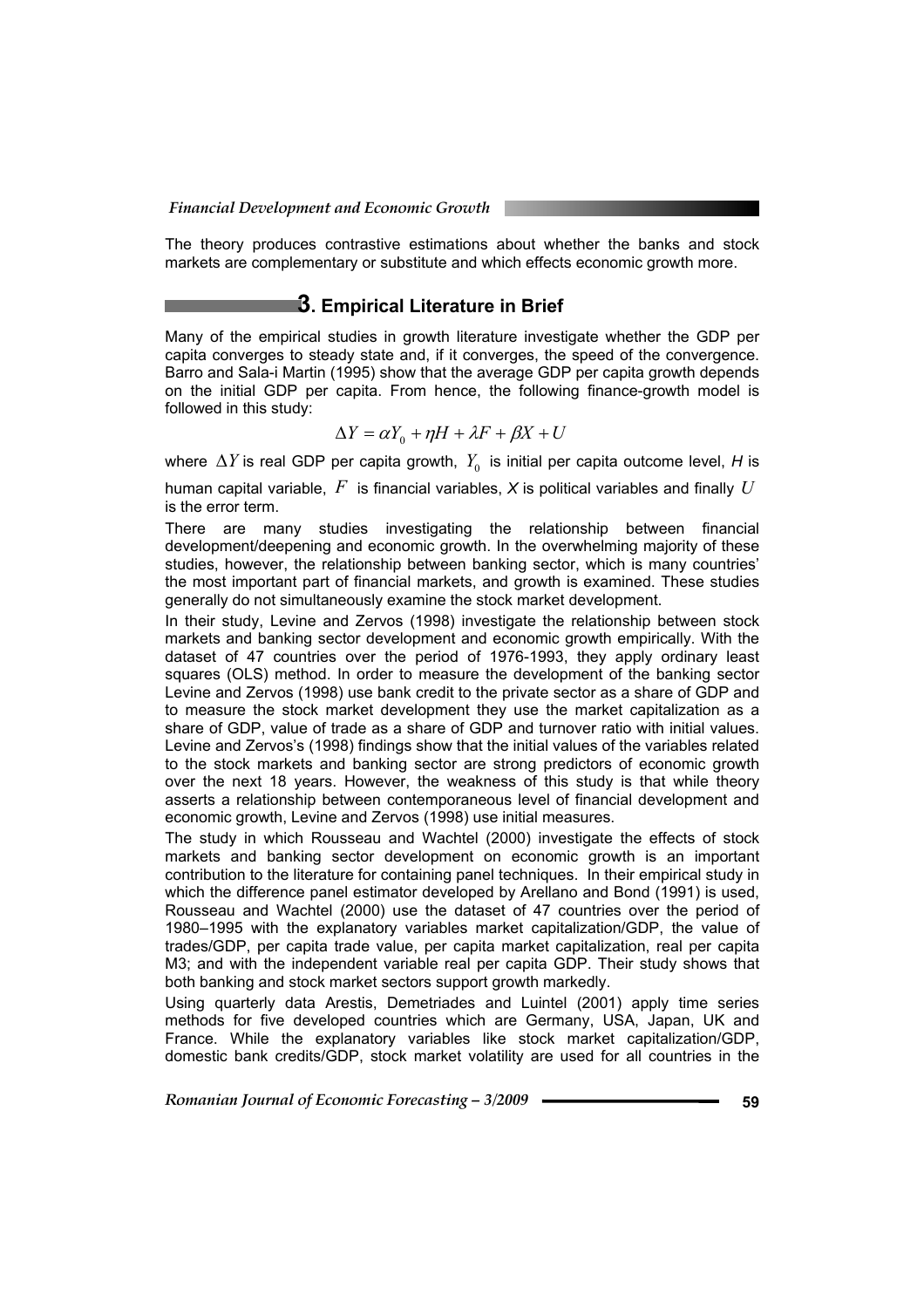The theory produces contrastive estimations about whether the banks and stock markets are complementary or substitute and which effects economic growth more.

## 3. Empirical Literature in Brief

Many of the empirical studies in growth literature investigate whether the GDP per capita converges to steady state and, if it converges, the speed of the convergence. Barro and Sala-i Martin (1995) show that the average GDP per capita growth depends on the initial GDP per capita. From hence, the following finance-growth model is followed in this study:

$$\Delta Y = \alpha Y_0 + \eta H + \lambda F + \beta X + U$$

where $\Delta Y$ is real GDP per capita growth, $Y_0$ is initial per capita outcome level, *H* is human capital variable, $F$ is financial variables, *X* is political variables and finally $U$ is the error term.

There are many studies investigating the relationship between financial development/deepening and economic growth. In the overwhelming majority of these studies, however, the relationship between banking sector, which is many countries' the most important part of financial markets, and growth is examined. These studies generally do not simultaneously examine the stock market development.

In their study, Levine and Zervos (1998) investigate the relationship between stock markets and banking sector development and economic growth empirically. With the dataset of 47 countries over the period of 1976-1993, they apply ordinary least squares (OLS) method. In order to measure the development of the banking sector Levine and Zervos (1998) use bank credit to the private sector as a share of GDP and to measure the stock market development they use the market capitalization as a share of GDP, value of trade as a share of GDP and turnover ratio with initial values. Levine and Zervos's (1998) findings show that the initial values of the variables related to the stock markets and banking sector are strong predictors of economic growth over the next 18 years. However, the weakness of this study is that while theory asserts a relationship between contemporaneous level of financial development and economic growth, Levine and Zervos (1998) use initial measures.

The study in which Rousseau and Wachtel (2000) investigate the effects of stock markets and banking sector development on economic growth is an important contribution to the literature for containing panel techniques. In their empirical study in which the difference panel estimator developed by Arellano and Bond (1991) is used, Rousseau and Wachtel (2000) use the dataset of 47 countries over the period of 1980–1995 with the explanatory variables market capitalization/GDP, the value of trades/GDP, per capita trade value, per capita market capitalization, real per capita M3; and with the independent variable real per capita GDP. Their study shows that both banking and stock market sectors support growth markedly.

Using quarterly data Arestis, Demetriades and Luintel (2001) apply time series methods for five developed countries which are Germany, USA, Japan, UK and France. While the explanatory variables like stock market capitalization/GDP, domestic bank credits/GDP, stock market volatility are used for all countries in the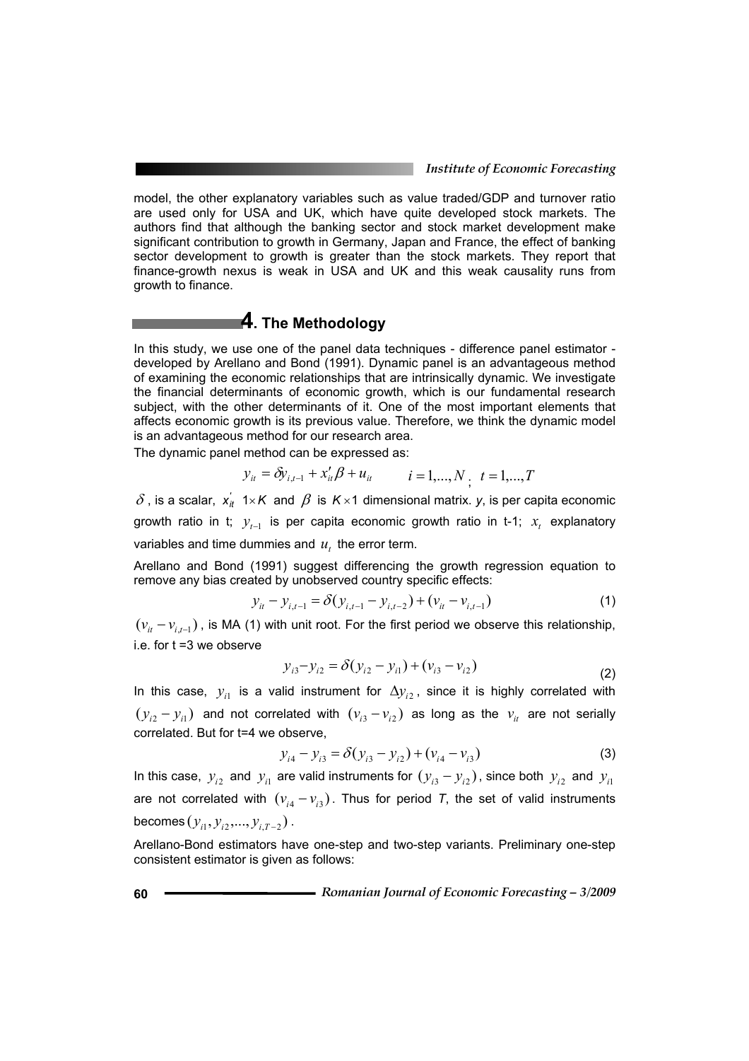model, the other explanatory variables such as value traded/GDP and turnover ratio are used only for USA and UK, which have quite developed stock markets. The authors find that although the banking sector and stock market development make significant contribution to growth in Germany, Japan and France, the effect of banking sector development to growth is greater than the stock markets. They report that finance-growth nexus is weak in USA and UK and this weak causality runs from growth to finance.

## 4. The Methodology

In this study, we use one of the panel data techniques - difference panel estimator - developed by Arellano and Bond (1991). Dynamic panel is an advantageous method of examining the economic relationships that are intrinsically dynamic. We investigate the financial determinants of economic growth, which is our fundamental research subject, with the other determinants of it. One of the most important elements that affects economic growth is its previous value. Therefore, we think the dynamic model is an advantageous method for our research area.

The dynamic panel method can be expressed as:

$$y_{it} = \delta y_{i,t-1} + x'_{it}\beta + u_{it} \qquad i = 1,...,N\,;\;\; t = 1,...,T$$

$\delta$, is a scalar, $x'_{it}$ $1 \times K$ and $\beta$ is $K \times 1$ dimensional matrix. *y*, is per capita economic growth ratio in t; $y_{t-1}$ is per capita economic growth ratio in t-1; $x_t$ explanatory variables and time dummies and $u_t$ the error term.

Arellano and Bond (1991) suggest differencing the growth regression equation to remove any bias created by unobserved country specific effects:

$$y_{it} - y_{i,t-1} = \delta(y_{i,t-1} - y_{i,t-2}) + (v_{it} - v_{i,t-1}) \tag{1}$$

$(v_{it} - v_{i,t-1})$, is MA (1) with unit root. For the first period we observe this relationship, i.e. for t =3 we observe

$$y_{i3} - y_{i2} = \delta(y_{i2} - y_{i1}) + (v_{i3} - v_{i2}) \tag{2}$$

In this case, $y_{i1}$ is a valid instrument for $\Delta y_{i2}$, since it is highly correlated with $(y_{i2} - y_{i1})$ and not correlated with $(v_{i3} - v_{i2})$ as long as the $v_{it}$ are not serially correlated. But for t=4 we observe,

$$y_{i4} - y_{i3} = \delta(y_{i3} - y_{i2}) + (v_{i4} - v_{i3}) \tag{3}$$

In this case, $y_{i2}$ and $y_{i1}$ are valid instruments for $(y_{i3} - y_{i2})$, since both $y_{i2}$ and $y_{i1}$ are not correlated with $(v_{i4} - v_{i3})$. Thus for period *T*, the set of valid instruments becomes $(y_{i1}, y_{i2}, ..., y_{i,T-2})$.

Arellano-Bond estimators have one-step and two-step variants. Preliminary one-step consistent estimator is given as follows: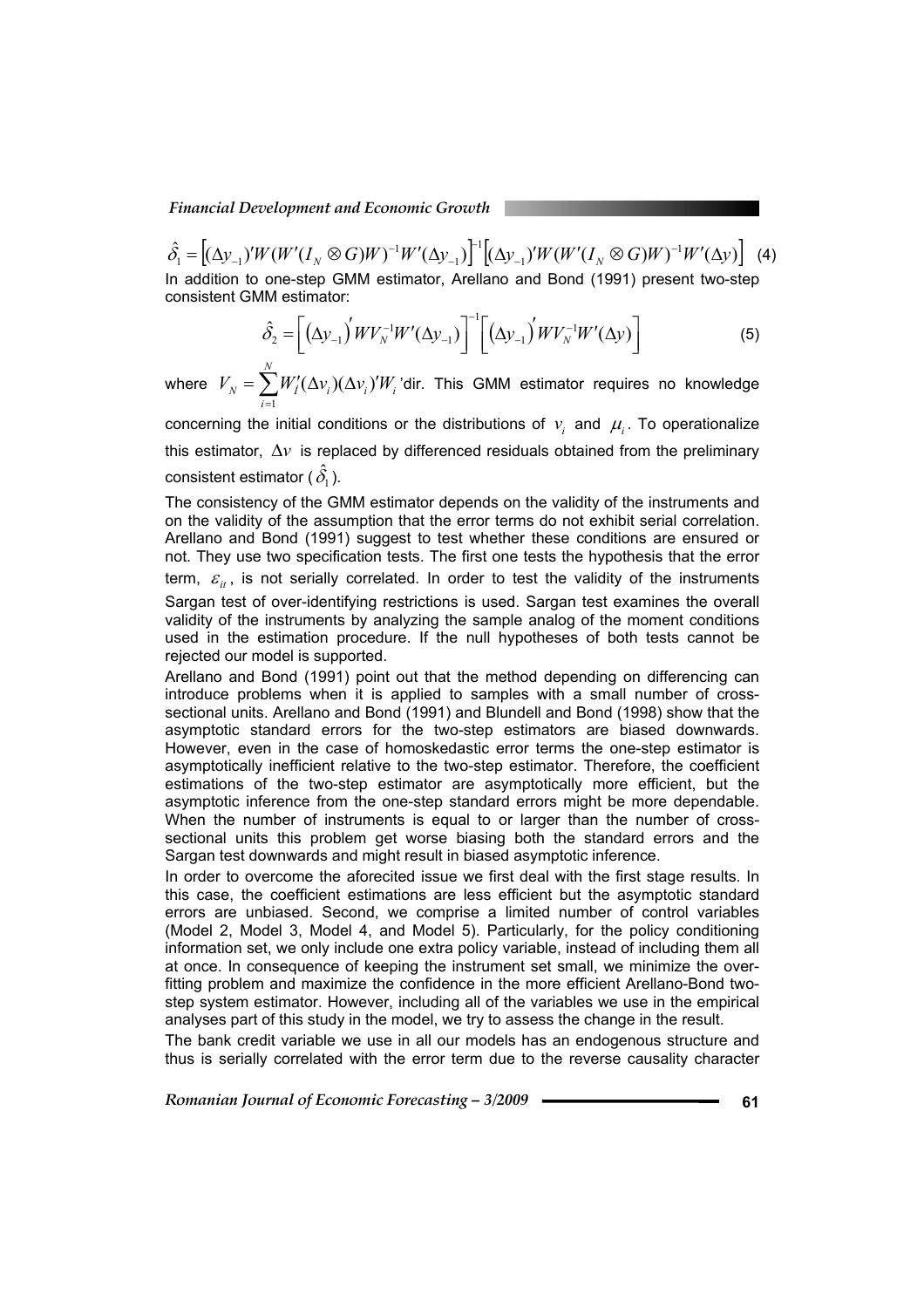$$\hat{\delta}_1 = \left[(\Delta y_{-1})' W (W'(I_N \otimes G) W)^{-1} W'(\Delta y_{-1})\right]^{-1} \left[(\Delta y_{-1})' W (W'(I_N \otimes G) W)^{-1} W'(\Delta y)\right] \quad (4)$$

In addition to one-step GMM estimator, Arellano and Bond (1991) present two-step consistent GMM estimator:

$$\hat{\delta}_2 = \left[ (\Delta y_{-1})' W V_N^{-1} W'(\Delta y_{-1}) \right]^{-1} \left[ (\Delta y_{-1})' W V_N^{-1} W'(\Delta y) \right] \quad (5)$$

where $V_N = \sum_{i=1}^{N} W_i'(\Delta v_i)(\Delta v_i)' W_i$ 'dir. This GMM estimator requires no knowledge concerning the initial conditions or the distributions of $v_i$ and $\mu_i$. To operationalize this estimator, $\Delta v$ is replaced by differenced residuals obtained from the preliminary consistent estimator ($\hat{\delta}_1$).

The consistency of the GMM estimator depends on the validity of the instruments and on the validity of the assumption that the error terms do not exhibit serial correlation. Arellano and Bond (1991) suggest to test whether these conditions are ensured or not. They use two specification tests. The first one tests the hypothesis that the error term, $\varepsilon_{it}$, is not serially correlated. In order to test the validity of the instruments Sargan test of over-identifying restrictions is used. Sargan test examines the overall validity of the instruments by analyzing the sample analog of the moment conditions used in the estimation procedure. If the null hypotheses of both tests cannot be rejected our model is supported.

Arellano and Bond (1991) point out that the method depending on differencing can introduce problems when it is applied to samples with a small number of cross-sectional units. Arellano and Bond (1991) and Blundell and Bond (1998) show that the asymptotic standard errors for the two-step estimators are biased downwards. However, even in the case of homoskedastic error terms the one-step estimator is asymptotically inefficient relative to the two-step estimator. Therefore, the coefficient estimations of the two-step estimator are asymptotically more efficient, but the asymptotic inference from the one-step standard errors might be more dependable. When the number of instruments is equal to or larger than the number of cross-sectional units this problem get worse biasing both the standard errors and the Sargan test downwards and might result in biased asymptotic inference.

In order to overcome the aforecited issue we first deal with the first stage results. In this case, the coefficient estimations are less efficient but the asymptotic standard errors are unbiased. Second, we comprise a limited number of control variables (Model 2, Model 3, Model 4, and Model 5). Particularly, for the policy conditioning information set, we only include one extra policy variable, instead of including them all at once. In consequence of keeping the instrument set small, we minimize the over-fitting problem and maximize the confidence in the more efficient Arellano-Bond two-step system estimator. However, including all of the variables we use in the empirical analyses part of this study in the model, we try to assess the change in the result.

The bank credit variable we use in all our models has an endogenous structure and thus is serially correlated with the error term due to the reverse causality character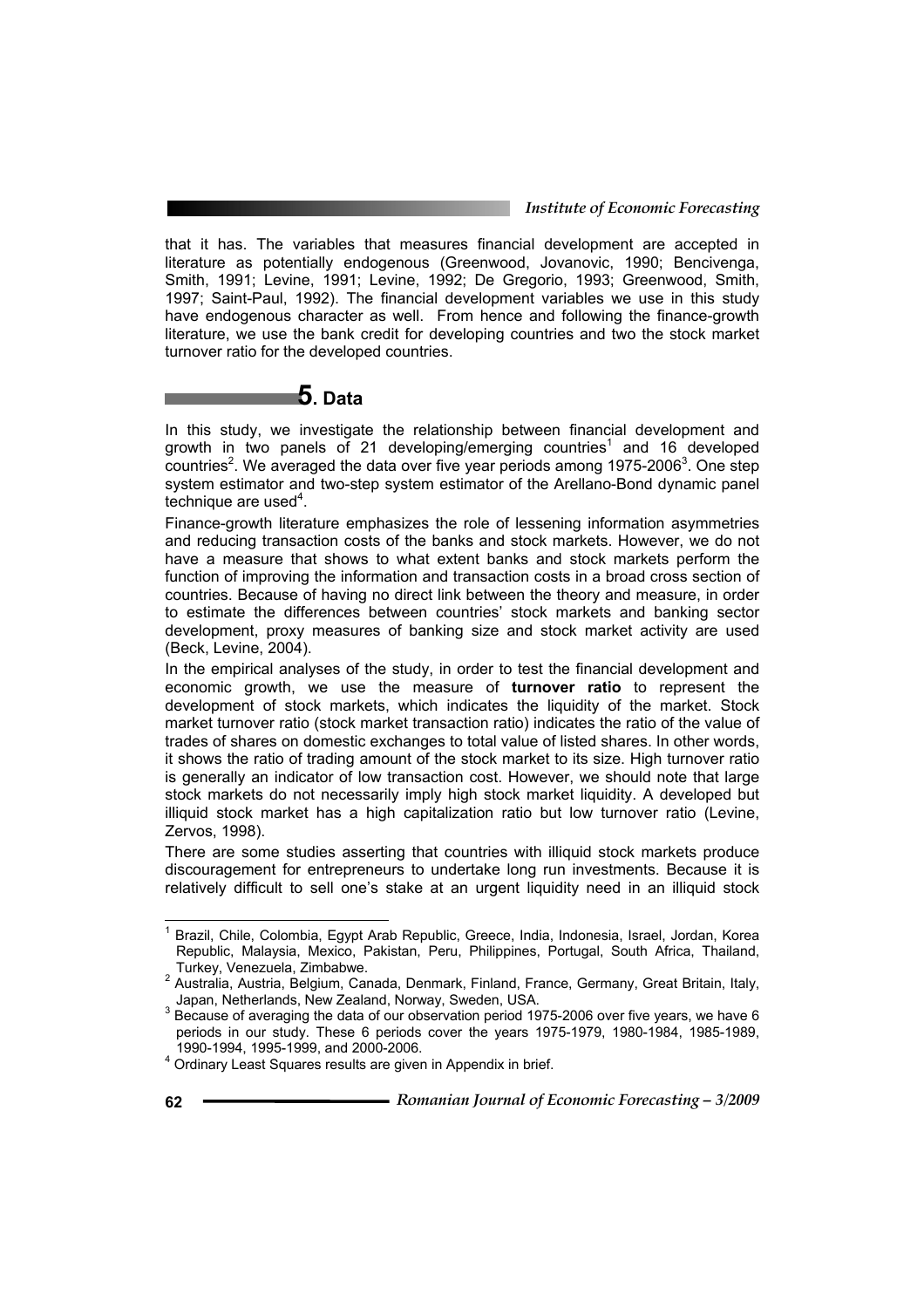that it has. The variables that measures financial development are accepted in literature as potentially endogenous (Greenwood, Jovanovic, 1990; Bencivenga, Smith, 1991; Levine, 1991; Levine, 1992; De Gregorio, 1993; Greenwood, Smith, 1997; Saint-Paul, 1992). The financial development variables we use in this study have endogenous character as well. From hence and following the finance-growth literature, we use the bank credit for developing countries and two the stock market turnover ratio for the developed countries.

## 5. Data

In this study, we investigate the relationship between financial development and growth in two panels of 21 developing/emerging countries[1] and 16 developed countries[2]. We averaged the data over five year periods among 1975-2006[3]. One step system estimator and two-step system estimator of the Arellano-Bond dynamic panel technique are used[4].

Finance-growth literature emphasizes the role of lessening information asymmetries and reducing transaction costs of the banks and stock markets. However, we do not have a measure that shows to what extent banks and stock markets perform the function of improving the information and transaction costs in a broad cross section of countries. Because of having no direct link between the theory and measure, in order to estimate the differences between countries' stock markets and banking sector development, proxy measures of banking size and stock market activity are used (Beck, Levine, 2004).

In the empirical analyses of the study, in order to test the financial development and economic growth, we use the measure of **turnover ratio** to represent the development of stock markets, which indicates the liquidity of the market. Stock market turnover ratio (stock market transaction ratio) indicates the ratio of the value of trades of shares on domestic exchanges to total value of listed shares. In other words, it shows the ratio of trading amount of the stock market to its size. High turnover ratio is generally an indicator of low transaction cost. However, we should note that large stock markets do not necessarily imply high stock market liquidity. A developed but illiquid stock market has a high capitalization ratio but low turnover ratio (Levine, Zervos, 1998).

There are some studies asserting that countries with illiquid stock markets produce discouragement for entrepreneurs to undertake long run investments. Because it is relatively difficult to sell one's stake at an urgent liquidity need in an illiquid stock

---

[1] Brazil, Chile, Colombia, Egypt Arab Republic, Greece, India, Indonesia, Israel, Jordan, Korea Republic, Malaysia, Mexico, Pakistan, Peru, Philippines, Portugal, South Africa, Thailand, Turkey, Venezuela, Zimbabwe.

[2] Australia, Austria, Belgium, Canada, Denmark, Finland, France, Germany, Great Britain, Italy, Japan, Netherlands, New Zealand, Norway, Sweden, USA.

[3] Because of averaging the data of our observation period 1975-2006 over five years, we have 6 periods in our study. These 6 periods cover the years 1975-1979, 1980-1984, 1985-1989, 1990-1994, 1995-1999, and 2000-2006.

[4] Ordinary Least Squares results are given in Appendix in brief.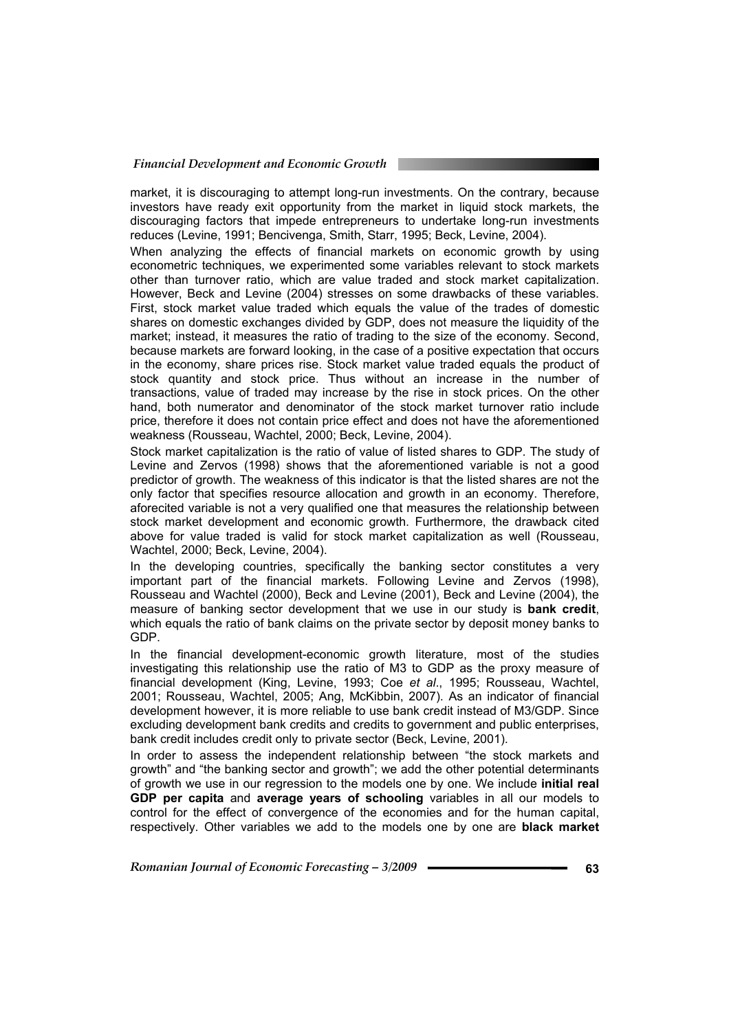market, it is discouraging to attempt long-run investments. On the contrary, because investors have ready exit opportunity from the market in liquid stock markets, the discouraging factors that impede entrepreneurs to undertake long-run investments reduces (Levine, 1991; Bencivenga, Smith, Starr, 1995; Beck, Levine, 2004).

When analyzing the effects of financial markets on economic growth by using econometric techniques, we experimented some variables relevant to stock markets other than turnover ratio, which are value traded and stock market capitalization. However, Beck and Levine (2004) stresses on some drawbacks of these variables. First, stock market value traded which equals the value of the trades of domestic shares on domestic exchanges divided by GDP, does not measure the liquidity of the market; instead, it measures the ratio of trading to the size of the economy. Second, because markets are forward looking, in the case of a positive expectation that occurs in the economy, share prices rise. Stock market value traded equals the product of stock quantity and stock price. Thus without an increase in the number of transactions, value of traded may increase by the rise in stock prices. On the other hand, both numerator and denominator of the stock market turnover ratio include price, therefore it does not contain price effect and does not have the aforementioned weakness (Rousseau, Wachtel, 2000; Beck, Levine, 2004).

Stock market capitalization is the ratio of value of listed shares to GDP. The study of Levine and Zervos (1998) shows that the aforementioned variable is not a good predictor of growth. The weakness of this indicator is that the listed shares are not the only factor that specifies resource allocation and growth in an economy. Therefore, aforecited variable is not a very qualified one that measures the relationship between stock market development and economic growth. Furthermore, the drawback cited above for value traded is valid for stock market capitalization as well (Rousseau, Wachtel, 2000; Beck, Levine, 2004).

In the developing countries, specifically the banking sector constitutes a very important part of the financial markets. Following Levine and Zervos (1998), Rousseau and Wachtel (2000), Beck and Levine (2001), Beck and Levine (2004), the measure of banking sector development that we use in our study is **bank credit**, which equals the ratio of bank claims on the private sector by deposit money banks to GDP.

In the financial development-economic growth literature, most of the studies investigating this relationship use the ratio of M3 to GDP as the proxy measure of financial development (King, Levine, 1993; Coe *et al*., 1995; Rousseau, Wachtel, 2001; Rousseau, Wachtel, 2005; Ang, McKibbin, 2007). As an indicator of financial development however, it is more reliable to use bank credit instead of M3/GDP. Since excluding development bank credits and credits to government and public enterprises, bank credit includes credit only to private sector (Beck, Levine, 2001).

In order to assess the independent relationship between "the stock markets and growth" and "the banking sector and growth"; we add the other potential determinants of growth we use in our regression to the models one by one. We include **initial real GDP per capita** and **average years of schooling** variables in all our models to control for the effect of convergence of the economies and for the human capital, respectively. Other variables we add to the models one by one are **black market**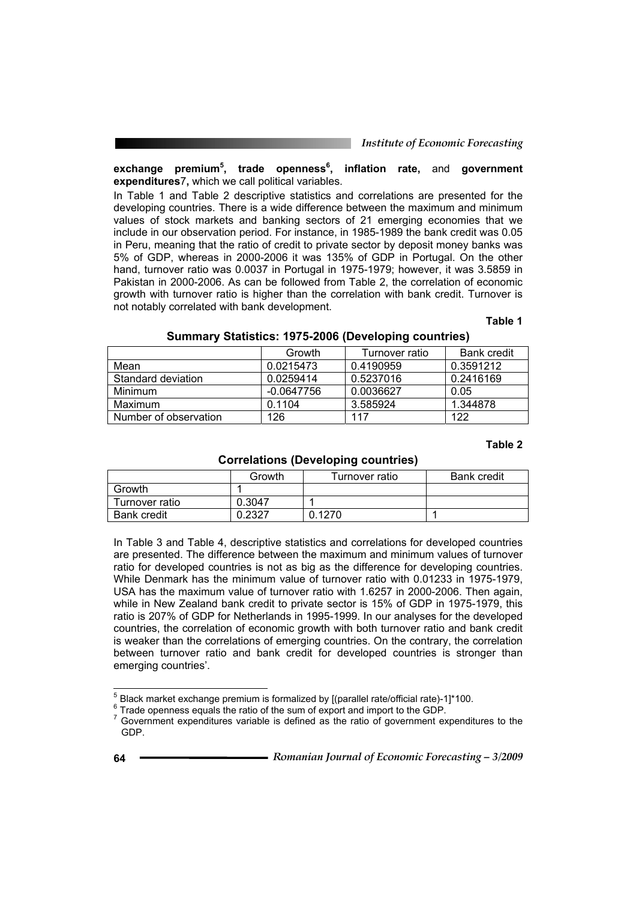**exchange premium**[5], **trade openness**[6], **inflation rate,** and **government expenditures**7**,** which we call political variables.

In Table 1 and Table 2 descriptive statistics and correlations are presented for the developing countries. There is a wide difference between the maximum and minimum values of stock markets and banking sectors of 21 emerging economies that we include in our observation period. For instance, in 1985-1989 the bank credit was 0.05 in Peru, meaning that the ratio of credit to private sector by deposit money banks was 5% of GDP, whereas in 2000-2006 it was 135% of GDP in Portugal. On the other hand, turnover ratio was 0.0037 in Portugal in 1975-1979; however, it was 3.5859 in Pakistan in 2000-2006. As can be followed from Table 2, the correlation of economic growth with turnover ratio is higher than the correlation with bank credit. Turnover is not notably correlated with bank development.

**Table 1**

**Summary Statistics: 1975-2006 (Developing countries)**

| | Growth | Turnover ratio | Bank credit |
|---|---|---|---|
| Mean | 0.0215473 | 0.4190959 | 0.3591212 |
| Standard deviation | 0.0259414 | 0.5237016 | 0.2416169 |
| Minimum | -0.0647756 | 0.0036627 | 0.05 |
| Maximum | 0.1104 | 3.585924 | 1.344878 |
| Number of observation | 126 | 117 | 122 |

**Table 2**

**Correlations (Developing countries)**

| | Growth | Turnover ratio | Bank credit |
|---|---|---|---|
| Growth | 1 | | |
| Turnover ratio | 0.3047 | 1 | |
| Bank credit | 0.2327 | 0.1270 | 1 |

In Table 3 and Table 4, descriptive statistics and correlations for developed countries are presented. The difference between the maximum and minimum values of turnover ratio for developed countries is not as big as the difference for developing countries. While Denmark has the minimum value of turnover ratio with 0.01233 in 1975-1979, USA has the maximum value of turnover ratio with 1.6257 in 2000-2006. Then again, while in New Zealand bank credit to private sector is 15% of GDP in 1975-1979, this ratio is 207% of GDP for Netherlands in 1995-1999. In our analyses for the developed countries, the correlation of economic growth with both turnover ratio and bank credit is weaker than the correlations of emerging countries. On the contrary, the correlation between turnover ratio and bank credit for developed countries is stronger than emerging countries'.

---

[5] Black market exchange premium is formalized by [(parallel rate/official rate)-1]*100.

[6] Trade openness equals the ratio of the sum of export and import to the GDP.

[7] Government expenditures variable is defined as the ratio of government expenditures to the GDP.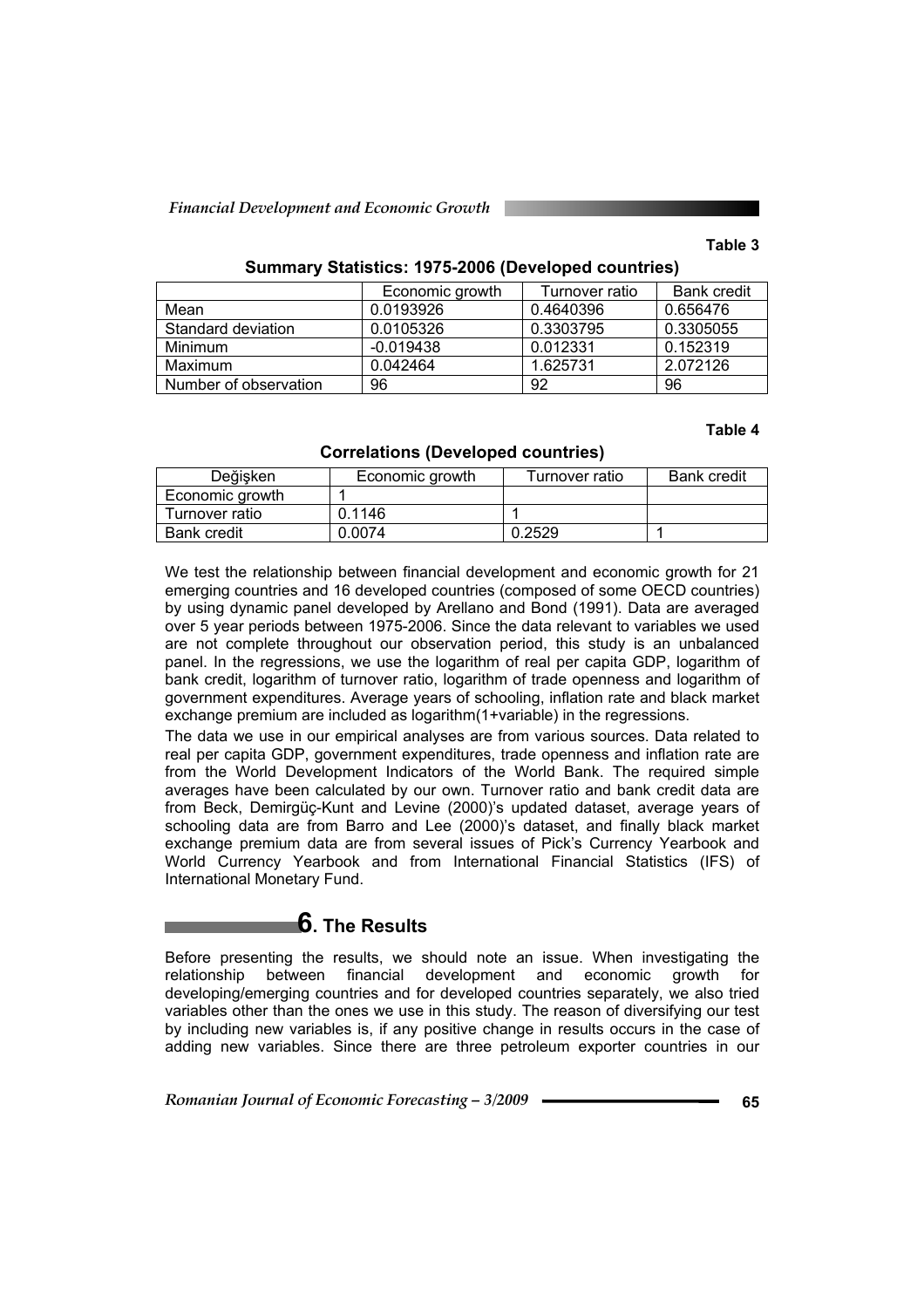**Table 3**

**Summary Statistics: 1975-2006 (Developed countries)**

| | Economic growth | Turnover ratio | Bank credit |
|---|---|---|---|
| Mean | 0.0193926 | 0.4640396 | 0.656476 |
| Standard deviation | 0.0105326 | 0.3303795 | 0.3305055 |
| Minimum | -0.019438 | 0.012331 | 0.152319 |
| Maximum | 0.042464 | 1.625731 | 2.072126 |
| Number of observation | 96 | 92 | 96 |

**Table 4**

**Correlations (Developed countries)**

| Değişken | Economic growth | Turnover ratio | Bank credit |
|---|---|---|---|
| Economic growth | 1 | | |
| Turnover ratio | 0.1146 | 1 | |
| Bank credit | 0.0074 | 0.2529 | 1 |

We test the relationship between financial development and economic growth for 21 emerging countries and 16 developed countries (composed of some OECD countries) by using dynamic panel developed by Arellano and Bond (1991). Data are averaged over 5 year periods between 1975-2006. Since the data relevant to variables we used are not complete throughout our observation period, this study is an unbalanced panel. In the regressions, we use the logarithm of real per capita GDP, logarithm of bank credit, logarithm of turnover ratio, logarithm of trade openness and logarithm of government expenditures. Average years of schooling, inflation rate and black market exchange premium are included as logarithm(1+variable) in the regressions.

The data we use in our empirical analyses are from various sources. Data related to real per capita GDP, government expenditures, trade openness and inflation rate are from the World Development Indicators of the World Bank. The required simple averages have been calculated by our own. Turnover ratio and bank credit data are from Beck, Demirgüç-Kunt and Levine (2000)'s updated dataset, average years of schooling data are from Barro and Lee (2000)'s dataset, and finally black market exchange premium data are from several issues of Pick's Currency Yearbook and World Currency Yearbook and from International Financial Statistics (IFS) of International Monetary Fund.

## 6. The Results

Before presenting the results, we should note an issue. When investigating the relationship between financial development and economic growth for developing/emerging countries and for developed countries separately, we also tried variables other than the ones we use in this study. The reason of diversifying our test by including new variables is, if any positive change in results occurs in the case of adding new variables. Since there are three petroleum exporter countries in our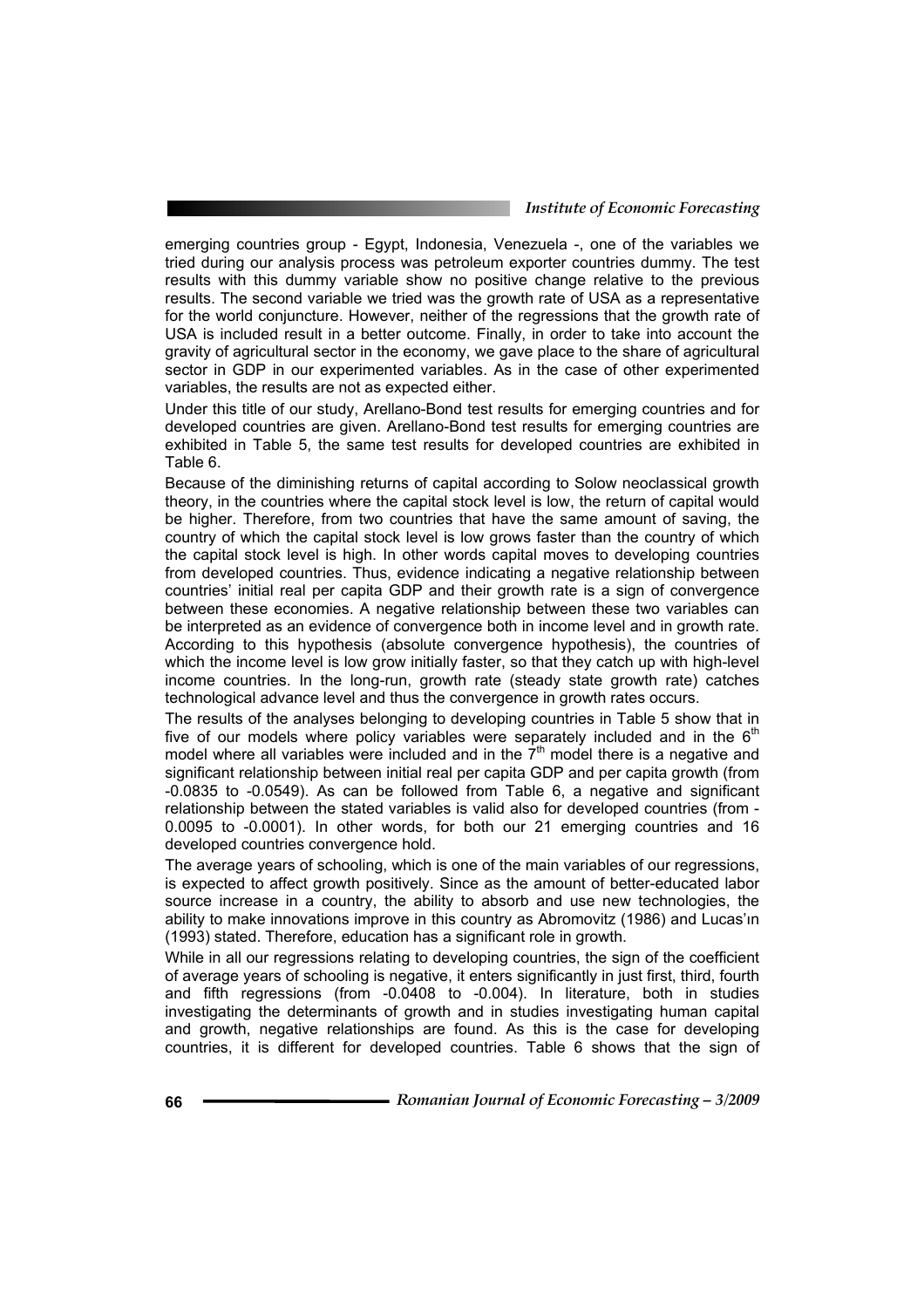emerging countries group - Egypt, Indonesia, Venezuela -, one of the variables we tried during our analysis process was petroleum exporter countries dummy. The test results with this dummy variable show no positive change relative to the previous results. The second variable we tried was the growth rate of USA as a representative for the world conjuncture. However, neither of the regressions that the growth rate of USA is included result in a better outcome. Finally, in order to take into account the gravity of agricultural sector in the economy, we gave place to the share of agricultural sector in GDP in our experimented variables. As in the case of other experimented variables, the results are not as expected either.

Under this title of our study, Arellano-Bond test results for emerging countries and for developed countries are given. Arellano-Bond test results for emerging countries are exhibited in Table 5, the same test results for developed countries are exhibited in Table 6.

Because of the diminishing returns of capital according to Solow neoclassical growth theory, in the countries where the capital stock level is low, the return of capital would be higher. Therefore, from two countries that have the same amount of saving, the country of which the capital stock level is low grows faster than the country of which the capital stock level is high. In other words capital moves to developing countries from developed countries. Thus, evidence indicating a negative relationship between countries' initial real per capita GDP and their growth rate is a sign of convergence between these economies. A negative relationship between these two variables can be interpreted as an evidence of convergence both in income level and in growth rate. According to this hypothesis (absolute convergence hypothesis), the countries of which the income level is low grow initially faster, so that they catch up with high-level income countries. In the long-run, growth rate (steady state growth rate) catches technological advance level and thus the convergence in growth rates occurs.

The results of the analyses belonging to developing countries in Table 5 show that in five of our models where policy variables were separately included and in the 6th model where all variables were included and in the 7th model there is a negative and significant relationship between initial real per capita GDP and per capita growth (from -0.0835 to -0.0549). As can be followed from Table 6, a negative and significant relationship between the stated variables is valid also for developed countries (from -0.0095 to -0.0001). In other words, for both our 21 emerging countries and 16 developed countries convergence hold.

The average years of schooling, which is one of the main variables of our regressions, is expected to affect growth positively. Since as the amount of better-educated labor source increase in a country, the ability to absorb and use new technologies, the ability to make innovations improve in this country as Abromovitz (1986) and Lucas'ın (1993) stated. Therefore, education has a significant role in growth.

While in all our regressions relating to developing countries, the sign of the coefficient of average years of schooling is negative, it enters significantly in just first, third, fourth and fifth regressions (from -0.0408 to -0.004). In literature, both in studies investigating the determinants of growth and in studies investigating human capital and growth, negative relationships are found. As this is the case for developing countries, it is different for developed countries. Table 6 shows that the sign of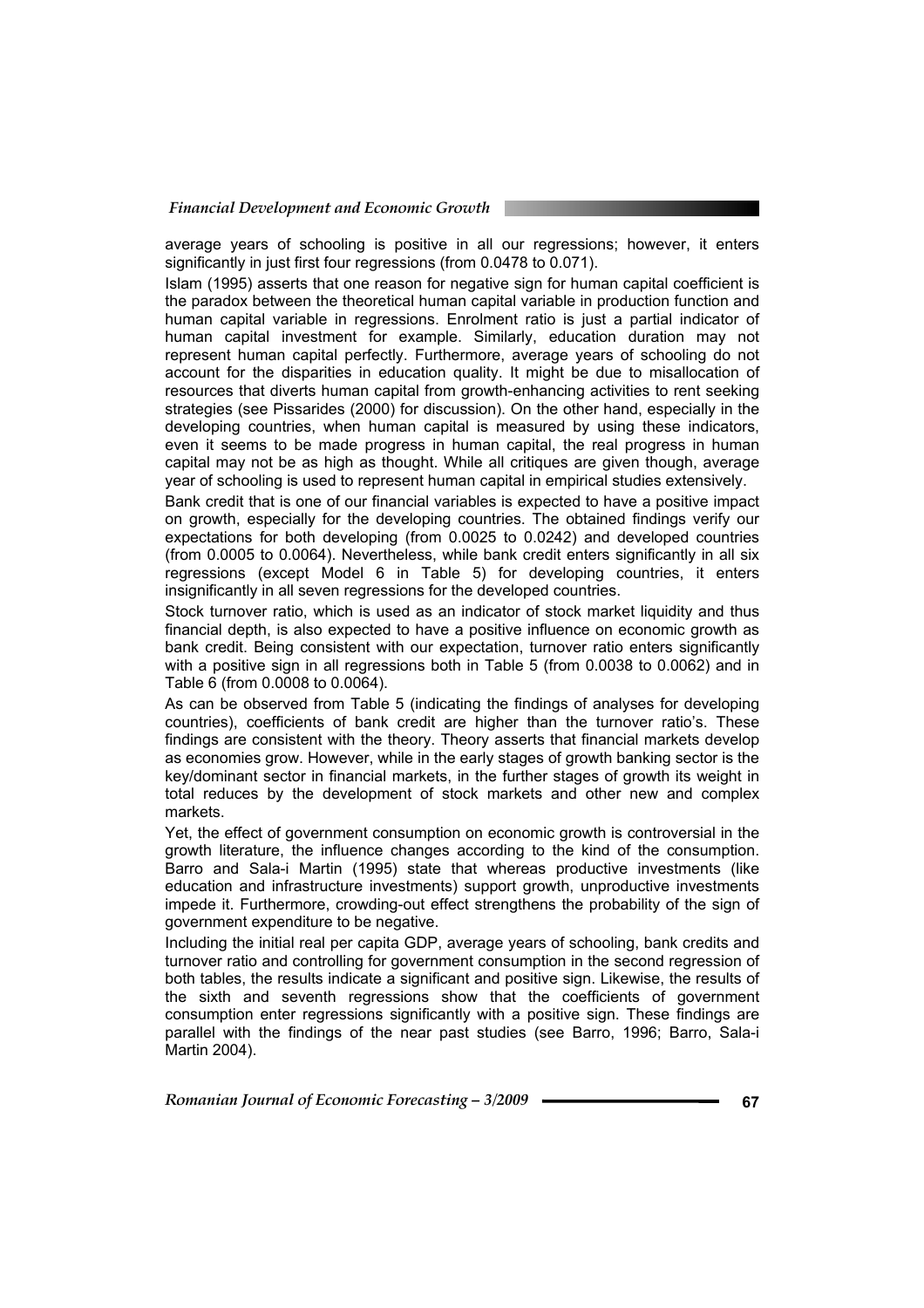average years of schooling is positive in all our regressions; however, it enters significantly in just first four regressions (from 0.0478 to 0.071).

Islam (1995) asserts that one reason for negative sign for human capital coefficient is the paradox between the theoretical human capital variable in production function and human capital variable in regressions. Enrolment ratio is just a partial indicator of human capital investment for example. Similarly, education duration may not represent human capital perfectly. Furthermore, average years of schooling do not account for the disparities in education quality. It might be due to misallocation of resources that diverts human capital from growth-enhancing activities to rent seeking strategies (see Pissarides (2000) for discussion). On the other hand, especially in the developing countries, when human capital is measured by using these indicators, even it seems to be made progress in human capital, the real progress in human capital may not be as high as thought. While all critiques are given though, average year of schooling is used to represent human capital in empirical studies extensively.

Bank credit that is one of our financial variables is expected to have a positive impact on growth, especially for the developing countries. The obtained findings verify our expectations for both developing (from 0.0025 to 0.0242) and developed countries (from 0.0005 to 0.0064). Nevertheless, while bank credit enters significantly in all six regressions (except Model 6 in Table 5) for developing countries, it enters insignificantly in all seven regressions for the developed countries.

Stock turnover ratio, which is used as an indicator of stock market liquidity and thus financial depth, is also expected to have a positive influence on economic growth as bank credit. Being consistent with our expectation, turnover ratio enters significantly with a positive sign in all regressions both in Table 5 (from 0.0038 to 0.0062) and in Table 6 (from 0.0008 to 0.0064).

As can be observed from Table 5 (indicating the findings of analyses for developing countries), coefficients of bank credit are higher than the turnover ratio's. These findings are consistent with the theory. Theory asserts that financial markets develop as economies grow. However, while in the early stages of growth banking sector is the key/dominant sector in financial markets, in the further stages of growth its weight in total reduces by the development of stock markets and other new and complex markets.

Yet, the effect of government consumption on economic growth is controversial in the growth literature, the influence changes according to the kind of the consumption. Barro and Sala-i Martin (1995) state that whereas productive investments (like education and infrastructure investments) support growth, unproductive investments impede it. Furthermore, crowding-out effect strengthens the probability of the sign of government expenditure to be negative.

Including the initial real per capita GDP, average years of schooling, bank credits and turnover ratio and controlling for government consumption in the second regression of both tables, the results indicate a significant and positive sign. Likewise, the results of the sixth and seventh regressions show that the coefficients of government consumption enter regressions significantly with a positive sign. These findings are parallel with the findings of the near past studies (see Barro, 1996; Barro, Sala-i Martin 2004).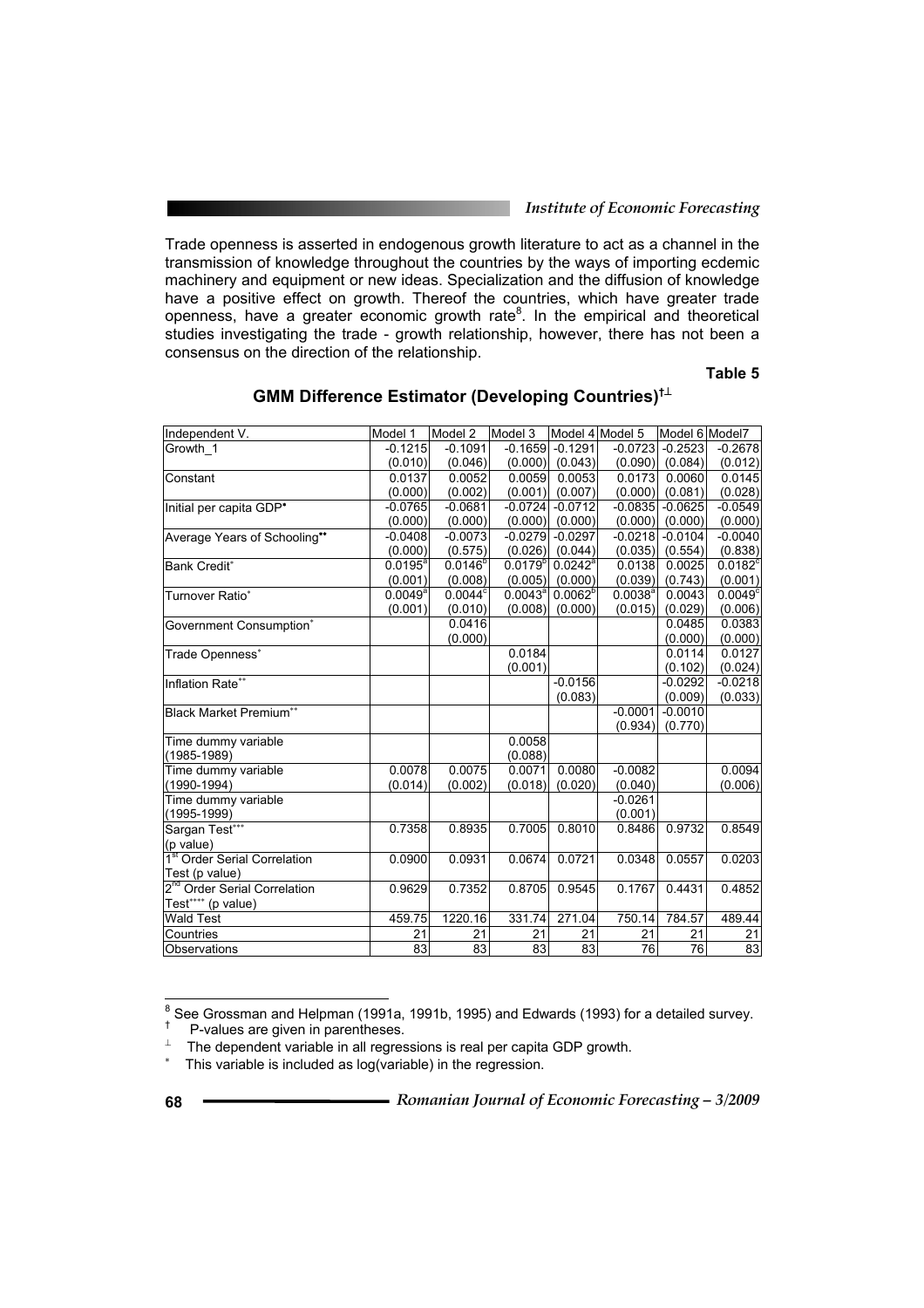Trade openness is asserted in endogenous growth literature to act as a channel in the transmission of knowledge throughout the countries by the ways of importing ecdemic machinery and equipment or new ideas. Specialization and the diffusion of knowledge have a positive effect on growth. Thereof the countries, which have greater trade openness, have a greater economic growth rate[8]. In the empirical and theoretical studies investigating the trade - growth relationship, however, there has not been a consensus on the direction of the relationship.

**Table 5**

**GMM Difference Estimator (Developing Countries)†⊥**

| Independent V. | Model 1 | Model 2 | Model 3 | Model 4 | Model 5 | Model 6 | Model7 |
|---|---|---|---|---|---|---|---|
| Growth_1 | -0.1215 | -0.1091 | -0.1659 | -0.1291 | -0.0723 | -0.2523 | -0.2678 |
| | (0.010) | (0.046) | (0.000) | (0.043) | (0.090) | (0.084) | (0.012) |
| Constant | 0.0137 | 0.0052 | 0.0059 | 0.0053 | 0.0173 | 0.0060 | 0.0145 |
| | (0.000) | (0.002) | (0.001) | (0.007) | (0.000) | (0.081) | (0.028) |
| Initial per capita GDP• | -0.0765 | -0.0681 | -0.0724 | -0.0712 | -0.0835 | -0.0625 | -0.0549 |
| | (0.000) | (0.000) | (0.000) | (0.000) | (0.000) | (0.000) | (0.000) |
| Average Years of Schooling•• | -0.0408 | -0.0073 | -0.0279 | -0.0297 | -0.0218 | -0.0104 | -0.0040 |
| | (0.000) | (0.575) | (0.026) | (0.044) | (0.035) | (0.554) | (0.838) |
| Bank Credit* | 0.0195[a] | 0.0146[b] | 0.0179[b] | 0.0242[a] | 0.0138 | 0.0025 | 0.0182[c] |
| | (0.001) | (0.008) | (0.005) | (0.000) | (0.039) | (0.743) | (0.001) |
| Turnover Ratio* | 0.0049[a] | 0.0044[c] | 0.0043[a] | 0.0062[b] | 0.0038[a] | 0.0043 | 0.0049[c] |
| | (0.001) | (0.010) | (0.008) | (0.000) | (0.015) | (0.029) | (0.006) |
| Government Consumption* | | 0.0416 | | | | 0.0485 | 0.0383 |
| | | (0.000) | | | | (0.000) | (0.000) |
| Trade Openness* | | | 0.0184 | | | 0.0114 | 0.0127 |
| | | | (0.001) | | | (0.102) | (0.024) |
| Inflation Rate** | | | | -0.0156 | | -0.0292 | -0.0218 |
| | | | | (0.083) | | (0.009) | (0.033) |
| Black Market Premium** | | | | | -0.0001 | -0.0010 | |
| | | | | | (0.934) | (0.770) | |
| Time dummy variable (1985-1989) | | | 0.0058 | | | | |
| | | | (0.088) | | | | |
| Time dummy variable (1990-1994) | 0.0078 | 0.0075 | 0.0071 | 0.0080 | -0.0082 | | 0.0094 |
| | (0.014) | (0.002) | (0.018) | (0.020) | (0.040) | | (0.006) |
| Time dummy variable (1995-1999) | | | | | -0.0261 | | |
| | | | | | (0.001) | | |
| Sargan Test*** (p value) | 0.7358 | 0.8935 | 0.7005 | 0.8010 | 0.8486 | 0.9732 | 0.8549 |
| 1st Order Serial Correlation Test (p value) | 0.0900 | 0.0931 | 0.0674 | 0.0721 | 0.0348 | 0.0557 | 0.0203 |
| 2nd Order Serial Correlation Test**** (p value) | 0.9629 | 0.7352 | 0.8705 | 0.9545 | 0.1767 | 0.4431 | 0.4852 |
| Wald Test | 459.75 | 1220.16 | 331.74 | 271.04 | 750.14 | 784.57 | 489.44 |
| Countries | 21 | 21 | 21 | 21 | 21 | 21 | 21 |
| Observations | 83 | 83 | 83 | 83 | 76 | 76 | 83 |

[8] See Grossman and Helpman (1991a, 1991b, 1995) and Edwards (1993) for a detailed survey.

† P-values are given in parentheses.

⊥ The dependent variable in all regressions is real per capita GDP growth.

\* This variable is included as log(variable) in the regression.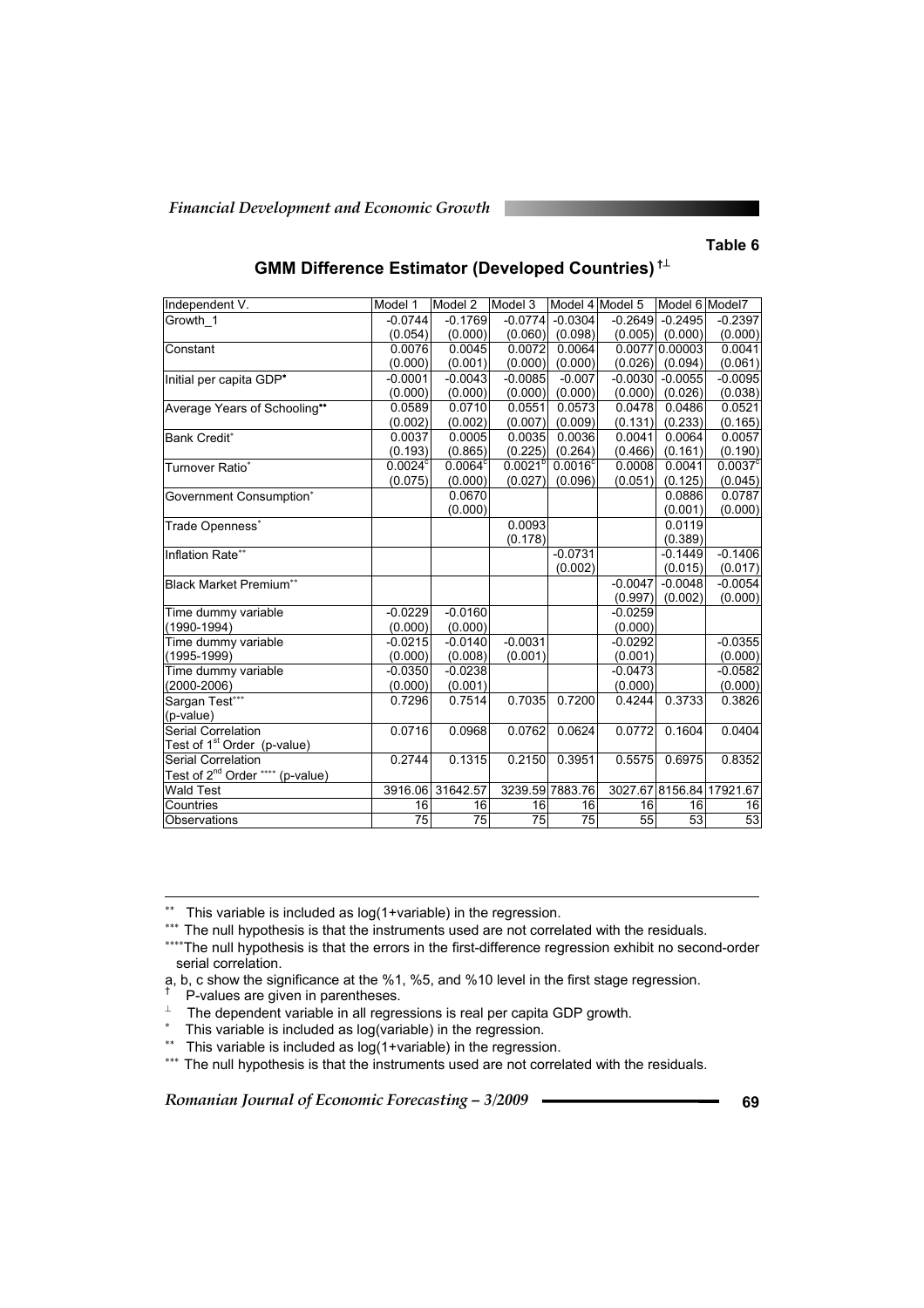**Table 6**

**GMM Difference Estimator (Developed Countries)** †⊥

| Independent V. | Model 1 | Model 2 | Model 3 | Model 4 | Model 5 | Model 6 | Model7 |
|---|---|---|---|---|---|---|---|
| Growth_1 | -0.0744 | -0.1769 | -0.0774 | -0.0304 | -0.2649 | -0.2495 | -0.2397 |
| | (0.054) | (0.000) | (0.060) | (0.098) | (0.005) | (0.000) | (0.000) |
| Constant | 0.0076 | 0.0045 | 0.0072 | 0.0064 | 0.0077 | 0.00003 | 0.0041 |
| | (0.000) | (0.001) | (0.000) | (0.000) | (0.026) | (0.094) | (0.061) |
| Initial per capita GDP• | -0.0001 | -0.0043 | -0.0085 | -0.007 | -0.0030 | -0.0055 | -0.0095 |
| | (0.000) | (0.000) | (0.000) | (0.000) | (0.000) | (0.026) | (0.038) |
| Average Years of Schooling•• | 0.0589 | 0.0710 | 0.0551 | 0.0573 | 0.0478 | 0.0486 | 0.0521 |
| | (0.002) | (0.002) | (0.007) | (0.009) | (0.131) | (0.233) | (0.165) |
| Bank Credit* | 0.0037 | 0.0005 | 0.0035 | 0.0036 | 0.0041 | 0.0064 | 0.0057 |
| | (0.193) | (0.865) | (0.225) | (0.264) | (0.466) | (0.161) | (0.190) |
| Turnover Ratio* | 0.0024[c] | 0.0064[c] | 0.0021[c] | 0.0016[c] | 0.0008 | 0.0041 | 0.0037[c] |
| | (0.075) | (0.000) | (0.027) | (0.096) | (0.051) | (0.125) | (0.045) |
| Government Consumption* | | 0.0670 | | | | 0.0886 | 0.0787 |
| | | (0.000) | | | | (0.001) | (0.000) |
| Trade Openness* | | | 0.0093 | | | 0.0119 | |
| | | | (0.178) | | | (0.389) | |
| Inflation Rate** | | | | -0.0731 | | -0.1449 | -0.1406 |
| | | | | (0.002) | | (0.015) | (0.017) |
| Black Market Premium** | | | | | -0.0047 | -0.0048 | -0.0054 |
| | | | | | (0.997) | (0.002) | (0.000) |
| Time dummy variable (1990-1994) | -0.0229 | -0.0160 | | | -0.0259 | | |
| | (0.000) | (0.000) | | | (0.000) | | |
| Time dummy variable (1995-1999) | -0.0215 | -0.0140 | -0.0031 | | -0.0292 | | -0.0355 |
| | (0.000) | (0.008) | (0.001) | | (0.001) | | (0.000) |
| Time dummy variable (2000-2006) | -0.0350 | -0.0238 | | | -0.0473 | | -0.0582 |
| | (0.000) | (0.001) | | | (0.000) | | (0.000) |
| Sargan Test*** (p-value) | 0.7296 | 0.7514 | 0.7035 | 0.7200 | 0.4244 | 0.3733 | 0.3826 |
| Serial Correlation Test of 1st Order (p-value) | 0.0716 | 0.0968 | 0.0762 | 0.0624 | 0.0772 | 0.1604 | 0.0404 |
| Serial Correlation Test of 2nd Order **** (p-value) | 0.2744 | 0.1315 | 0.2150 | 0.3951 | 0.5575 | 0.6975 | 0.8352 |
| Wald Test | 3916.06 | 31642.57 | 3239.59 | 7883.76 | 3027.67 | 8156.84 | 17921.67 |
| Countries | 16 | 16 | 16 | 16 | 16 | 16 | 16 |
| Observations | 75 | 75 | 75 | 75 | 55 | 53 | 53 |

** This variable is included as log(1+variable) in the regression.

*** The null hypothesis is that the instruments used are not correlated with the residuals.

**** The null hypothesis is that the errors in the first-difference regression exhibit no second-order serial correlation.

a, b, c show the significance at the %1, %5, and %10 level in the first stage regression.

† P-values are given in parentheses.

⊥ The dependent variable in all regressions is real per capita GDP growth.

\* This variable is included as log(variable) in the regression.

** This variable is included as log(1+variable) in the regression.

*** The null hypothesis is that the instruments used are not correlated with the residuals.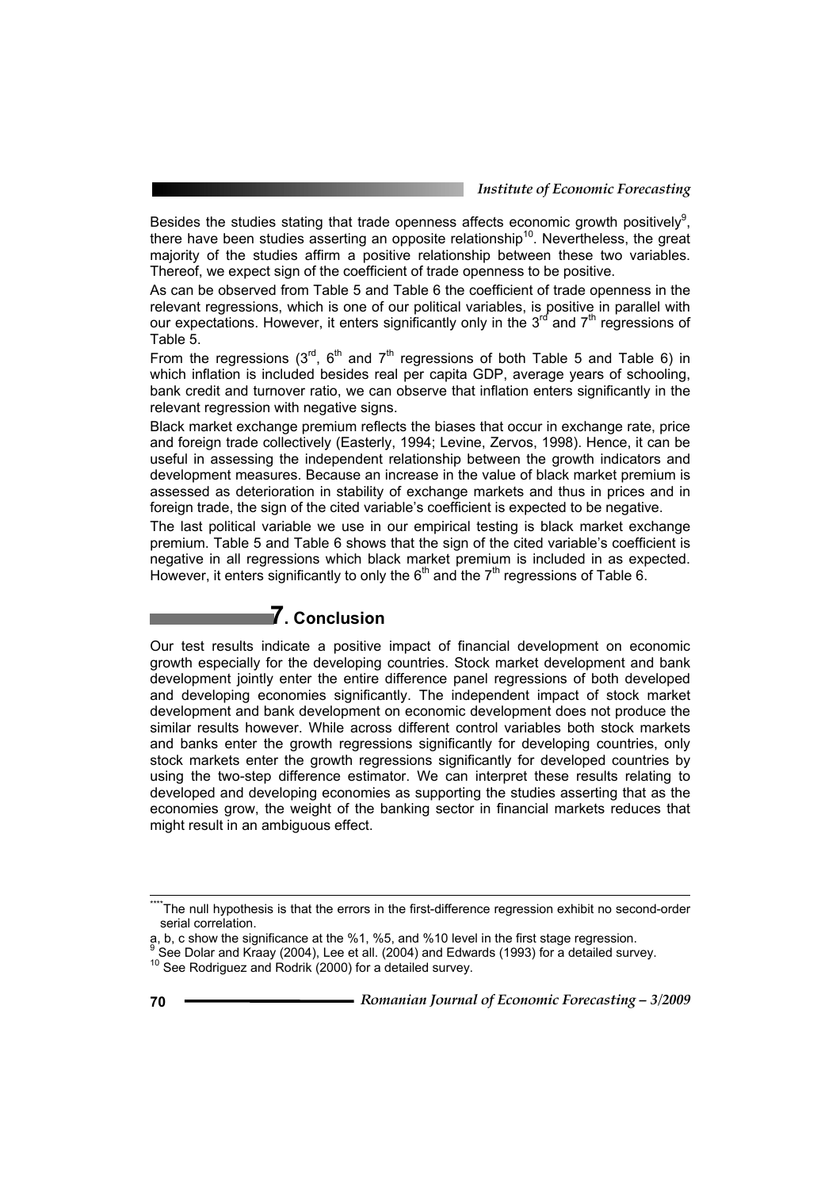Besides the studies stating that trade openness affects economic growth positively[9], there have been studies asserting an opposite relationship[10]. Nevertheless, the great majority of the studies affirm a positive relationship between these two variables. Thereof, we expect sign of the coefficient of trade openness to be positive.

As can be observed from Table 5 and Table 6 the coefficient of trade openness in the relevant regressions, which is one of our political variables, is positive in parallel with our expectations. However, it enters significantly only in the 3rd and 7th regressions of Table 5.

From the regressions (3rd, 6th and 7th regressions of both Table 5 and Table 6) in which inflation is included besides real per capita GDP, average years of schooling, bank credit and turnover ratio, we can observe that inflation enters significantly in the relevant regression with negative signs.

Black market exchange premium reflects the biases that occur in exchange rate, price and foreign trade collectively (Easterly, 1994; Levine, Zervos, 1998). Hence, it can be useful in assessing the independent relationship between the growth indicators and development measures. Because an increase in the value of black market premium is assessed as deterioration in stability of exchange markets and thus in prices and in foreign trade, the sign of the cited variable's coefficient is expected to be negative.

The last political variable we use in our empirical testing is black market exchange premium. Table 5 and Table 6 shows that the sign of the cited variable's coefficient is negative in all regressions which black market premium is included in as expected. However, it enters significantly to only the 6th and the 7th regressions of Table 6.

## 7. Conclusion

Our test results indicate a positive impact of financial development on economic growth especially for the developing countries. Stock market development and bank development jointly enter the entire difference panel regressions of both developed and developing economies significantly. The independent impact of stock market development and bank development on economic development does not produce the similar results however. While across different control variables both stock markets and banks enter the growth regressions significantly for developing countries, only stock markets enter the growth regressions significantly for developed countries by using the two-step difference estimator. We can interpret these results relating to developed and developing economies as supporting the studies asserting that as the economies grow, the weight of the banking sector in financial markets reduces that might result in an ambiguous effect.

---

**** The null hypothesis is that the errors in the first-difference regression exhibit no second-order serial correlation.

a, b, c show the significance at the %1, %5, and %10 level in the first stage regression.

[9] See Dolar and Kraay (2004), Lee et all. (2004) and Edwards (1993) for a detailed survey.

[10] See Rodriguez and Rodrik (2000) for a detailed survey.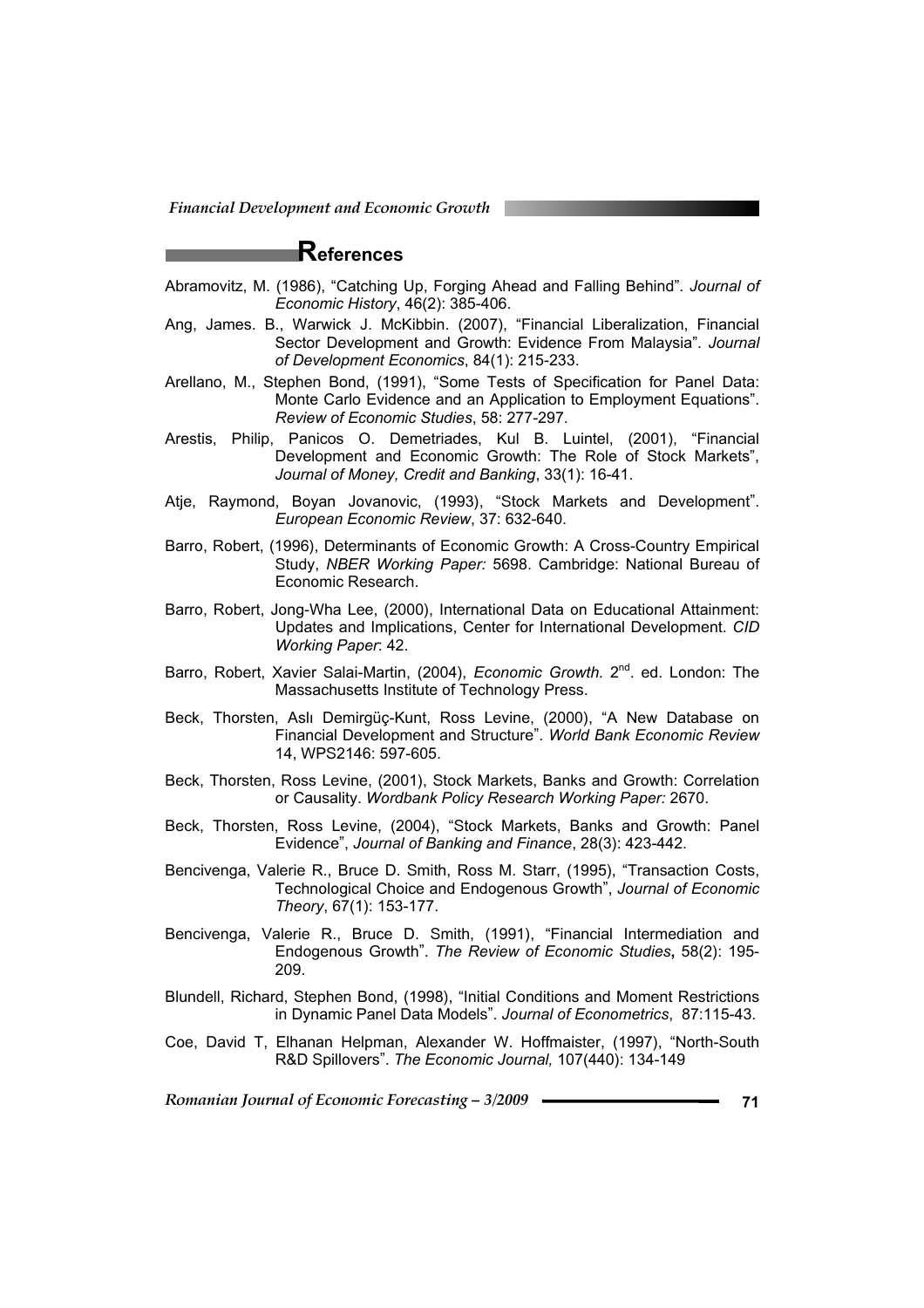## References

Abramovitz, M. (1986), "Catching Up, Forging Ahead and Falling Behind". *Journal of Economic History*, 46(2): 385-406.

Ang, James. B., Warwick J. McKibbin. (2007), "Financial Liberalization, Financial Sector Development and Growth: Evidence From Malaysia". *Journal of Development Economics*, 84(1): 215-233.

Arellano, M., Stephen Bond, (1991), "Some Tests of Specification for Panel Data: Monte Carlo Evidence and an Application to Employment Equations". *Review of Economic Studies*, 58: 277-297.

Arestis, Philip, Panicos O. Demetriades, Kul B. Luintel, (2001), "Financial Development and Economic Growth: The Role of Stock Markets", *Journal of Money, Credit and Banking*, 33(1): 16-41.

Atje, Raymond, Boyan Jovanovic, (1993), "Stock Markets and Development". *European Economic Review*, 37: 632-640.

Barro, Robert, (1996), Determinants of Economic Growth: A Cross-Country Empirical Study, *NBER Working Paper:* 5698. Cambridge: National Bureau of Economic Research.

Barro, Robert, Jong-Wha Lee, (2000), International Data on Educational Attainment: Updates and Implications, Center for International Development. *CID Working Paper*: 42.

Barro, Robert, Xavier Salai-Martin, (2004), *Economic Growth.* 2nd. ed. London: The Massachusetts Institute of Technology Press.

Beck, Thorsten, Aslı Demirgüç-Kunt, Ross Levine, (2000), "A New Database on Financial Development and Structure". *World Bank Economic Review* 14, WPS2146: 597-605.

Beck, Thorsten, Ross Levine, (2001), Stock Markets, Banks and Growth: Correlation or Causality. *Wordbank Policy Research Working Paper:* 2670.

Beck, Thorsten, Ross Levine, (2004), "Stock Markets, Banks and Growth: Panel Evidence", *Journal of Banking and Finance*, 28(3): 423-442.

Bencivenga, Valerie R., Bruce D. Smith, Ross M. Starr, (1995), "Transaction Costs, Technological Choice and Endogenous Growth", *Journal of Economic Theory*, 67(1): 153-177.

Bencivenga, Valerie R., Bruce D. Smith, (1991), "Financial Intermediation and Endogenous Growth". *The Review of Economic Studies*, 58(2): 195-209.

Blundell, Richard, Stephen Bond, (1998), "Initial Conditions and Moment Restrictions in Dynamic Panel Data Models". *Journal of Econometrics*, 87:115-43.

Coe, David T, Elhanan Helpman, Alexander W. Hoffmaister, (1997), "North-South R&D Spillovers". *The Economic Journal,* 107(440): 134-149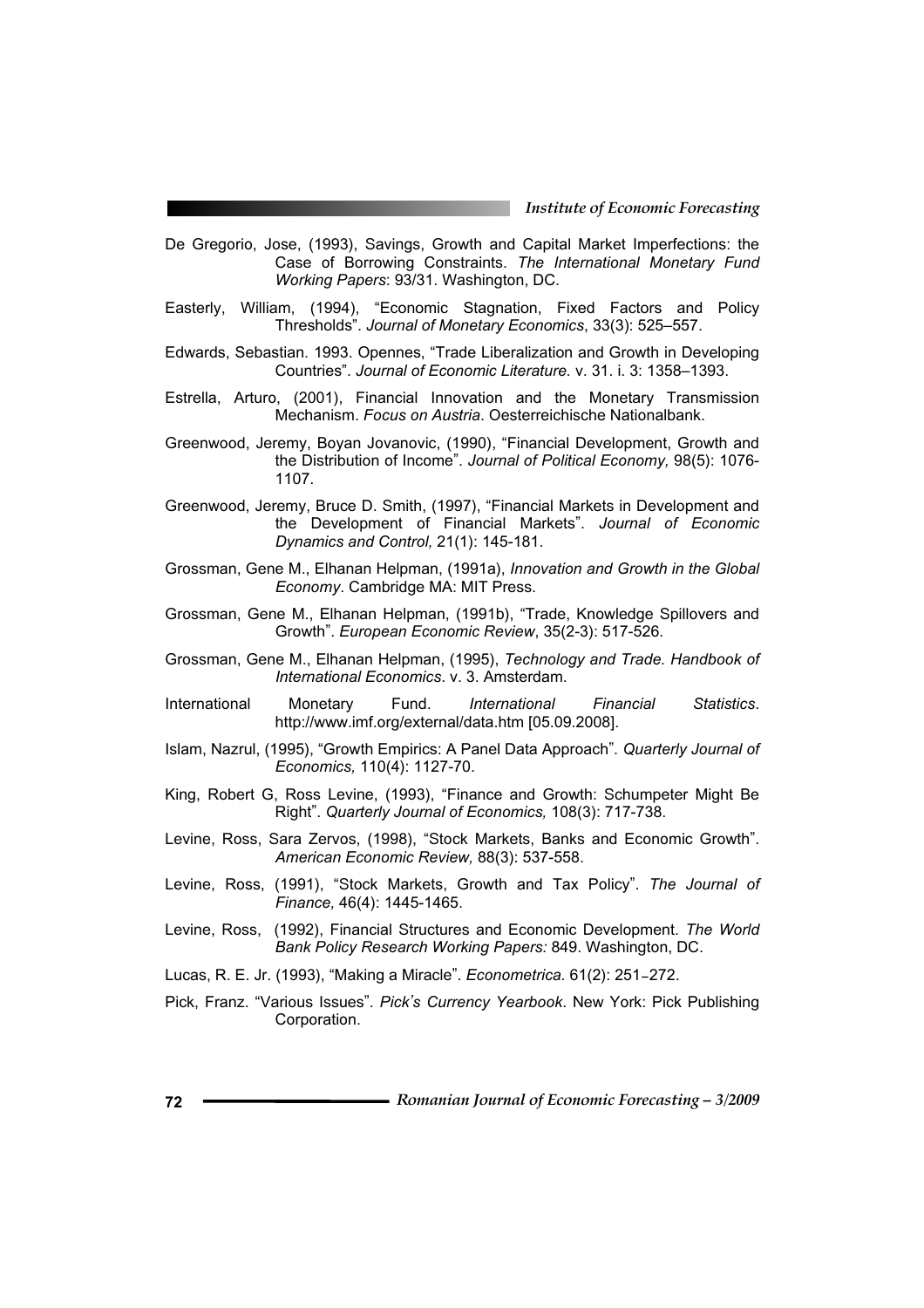De Gregorio, Jose, (1993), Savings, Growth and Capital Market Imperfections: the Case of Borrowing Constraints. *The International Monetary Fund Working Papers*: 93/31. Washington, DC.

Easterly, William, (1994), "Economic Stagnation, Fixed Factors and Policy Thresholds". *Journal of Monetary Economics*, 33(3): 525–557.

Edwards, Sebastian. 1993. Opennes, "Trade Liberalization and Growth in Developing Countries". *Journal of Economic Literature.* v. 31. i. 3: 1358–1393.

Estrella, Arturo, (2001), Financial Innovation and the Monetary Transmission Mechanism. *Focus on Austria*. Oesterreichische Nationalbank.

Greenwood, Jeremy, Boyan Jovanovic, (1990), "Financial Development, Growth and the Distribution of Income". *Journal of Political Economy,* 98(5): 1076-1107.

Greenwood, Jeremy, Bruce D. Smith, (1997), "Financial Markets in Development and the Development of Financial Markets". *Journal of Economic Dynamics and Control,* 21(1): 145-181.

Grossman, Gene M., Elhanan Helpman, (1991a), *Innovation and Growth in the Global Economy*. Cambridge MA: MIT Press.

Grossman, Gene M., Elhanan Helpman, (1991b), "Trade, Knowledge Spillovers and Growth". *European Economic Review*, 35(2-3): 517-526.

Grossman, Gene M., Elhanan Helpman, (1995), *Technology and Trade. Handbook of International Economics*. v. 3. Amsterdam.

International Monetary Fund. *International Financial Statistics*. http://www.imf.org/external/data.htm [05.09.2008].

Islam, Nazrul, (1995), "Growth Empirics: A Panel Data Approach". *Quarterly Journal of Economics,* 110(4): 1127-70.

King, Robert G, Ross Levine, (1993), "Finance and Growth: Schumpeter Might Be Right". *Quarterly Journal of Economics,* 108(3): 717-738.

Levine, Ross, Sara Zervos, (1998), "Stock Markets, Banks and Economic Growth". *American Economic Review,* 88(3): 537-558.

Levine, Ross, (1991), "Stock Markets, Growth and Tax Policy". *The Journal of Finance,* 46(4): 1445-1465.

Levine, Ross, (1992), Financial Structures and Economic Development. *The World Bank Policy Research Working Papers:* 849. Washington, DC.

Lucas, R. E. Jr. (1993), "Making a Miracle". *Econometrica.* 61(2): 251–272.

Pick, Franz. "Various Issues". *Pick's Currency Yearbook*. New York: Pick Publishing Corporation.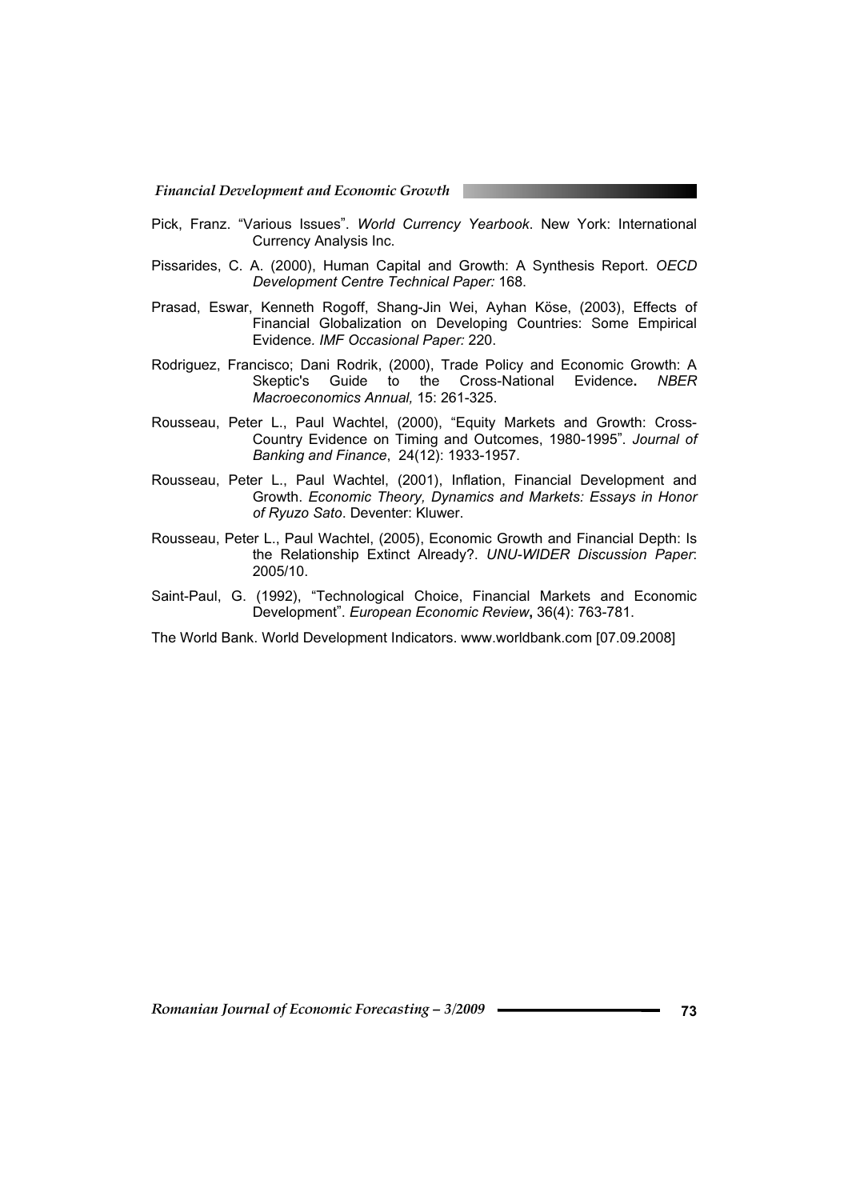Pick, Franz. "Various Issues". *World Currency Yearbook*. New York: International Currency Analysis Inc.

Pissarides, C. A. (2000), Human Capital and Growth: A Synthesis Report. *OECD Development Centre Technical Paper:* 168.

Prasad, Eswar, Kenneth Rogoff, Shang-Jin Wei, Ayhan Köse, (2003), Effects of Financial Globalization on Developing Countries: Some Empirical Evidence. *IMF Occasional Paper:* 220.

Rodriguez, Francisco; Dani Rodrik, (2000), Trade Policy and Economic Growth: A Skeptic's Guide to the Cross-National Evidence**.** *NBER Macroeconomics Annual,* 15: 261-325.

Rousseau, Peter L., Paul Wachtel, (2000), "Equity Markets and Growth: Cross-Country Evidence on Timing and Outcomes, 1980-1995". *Journal of Banking and Finance*, 24(12): 1933-1957.

Rousseau, Peter L., Paul Wachtel, (2001), Inflation, Financial Development and Growth. *Economic Theory, Dynamics and Markets: Essays in Honor of Ryuzo Sato*. Deventer: Kluwer.

Rousseau, Peter L., Paul Wachtel, (2005), Economic Growth and Financial Depth: Is the Relationship Extinct Already?. *UNU-WIDER Discussion Paper*: 2005/10.

Saint-Paul, G. (1992), "Technological Choice, Financial Markets and Economic Development". *European Economic Review***,** 36(4): 763-781.

The World Bank. World Development Indicators. www.worldbank.com [07.09.2008]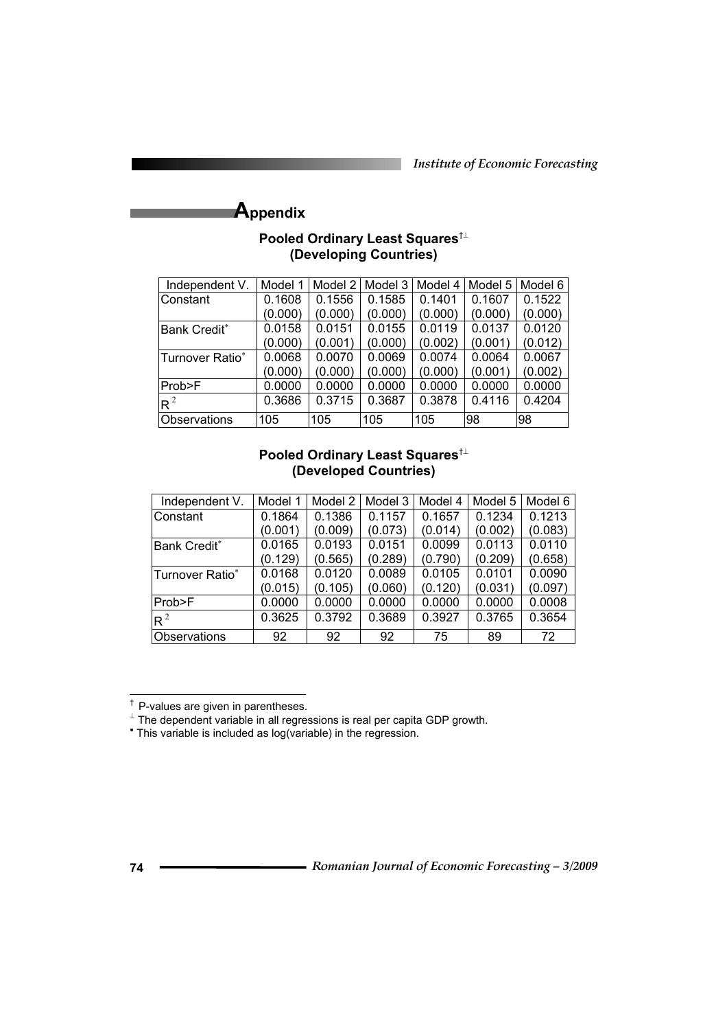# Appendix

### Pooled Ordinary Least Squares[†⊥]
### (Developing Countries)

| Independent V. | Model 1 | Model 2 | Model 3 | Model 4 | Model 5 | Model 6 |
|---|---|---|---|---|---|---|
| Constant | 0.1608<br>(0.000) | 0.1556<br>(0.000) | 0.1585<br>(0.000) | 0.1401<br>(0.000) | 0.1607<br>(0.000) | 0.1522<br>(0.000) |
| Bank Credit* | 0.0158<br>(0.000) | 0.0151<br>(0.001) | 0.0155<br>(0.000) | 0.0119<br>(0.002) | 0.0137<br>(0.001) | 0.0120<br>(0.012) |
| Turnover Ratio* | 0.0068<br>(0.000) | 0.0070<br>(0.000) | 0.0069<br>(0.000) | 0.0074<br>(0.000) | 0.0064<br>(0.001) | 0.0067<br>(0.002) |
| Prob>F | 0.0000 | 0.0000 | 0.0000 | 0.0000 | 0.0000 | 0.0000 |
| $R^2$ | 0.3686 | 0.3715 | 0.3687 | 0.3878 | 0.4116 | 0.4204 |
| Observations | 105 | 105 | 105 | 105 | 98 | 98 |

### Pooled Ordinary Least Squares[†⊥]
### (Developed Countries)

| Independent V. | Model 1 | Model 2 | Model 3 | Model 4 | Model 5 | Model 6 |
|---|---|---|---|---|---|---|
| Constant | 0.1864<br>(0.001) | 0.1386<br>(0.009) | 0.1157<br>(0.073) | 0.1657<br>(0.014) | 0.1234<br>(0.002) | 0.1213<br>(0.083) |
| Bank Credit* | 0.0165<br>(0.129) | 0.0193<br>(0.565) | 0.0151<br>(0.289) | 0.0099<br>(0.790) | 0.0113<br>(0.209) | 0.0110<br>(0.658) |
| Turnover Ratio* | 0.0168<br>(0.015) | 0.0120<br>(0.105) | 0.0089<br>(0.060) | 0.0105<br>(0.120) | 0.0101<br>(0.031) | 0.0090<br>(0.097) |
| Prob>F | 0.0000 | 0.0000 | 0.0000 | 0.0000 | 0.0000 | 0.0008 |
| $R^2$ | 0.3625 | 0.3792 | 0.3689 | 0.3927 | 0.3765 | 0.3654 |
| Observations | 92 | 92 | 92 | 75 | 89 | 72 |

[†] P-values are given in parentheses.

[⊥] The dependent variable in all regressions is real per capita GDP growth.

* This variable is included as log(variable) in the regression.